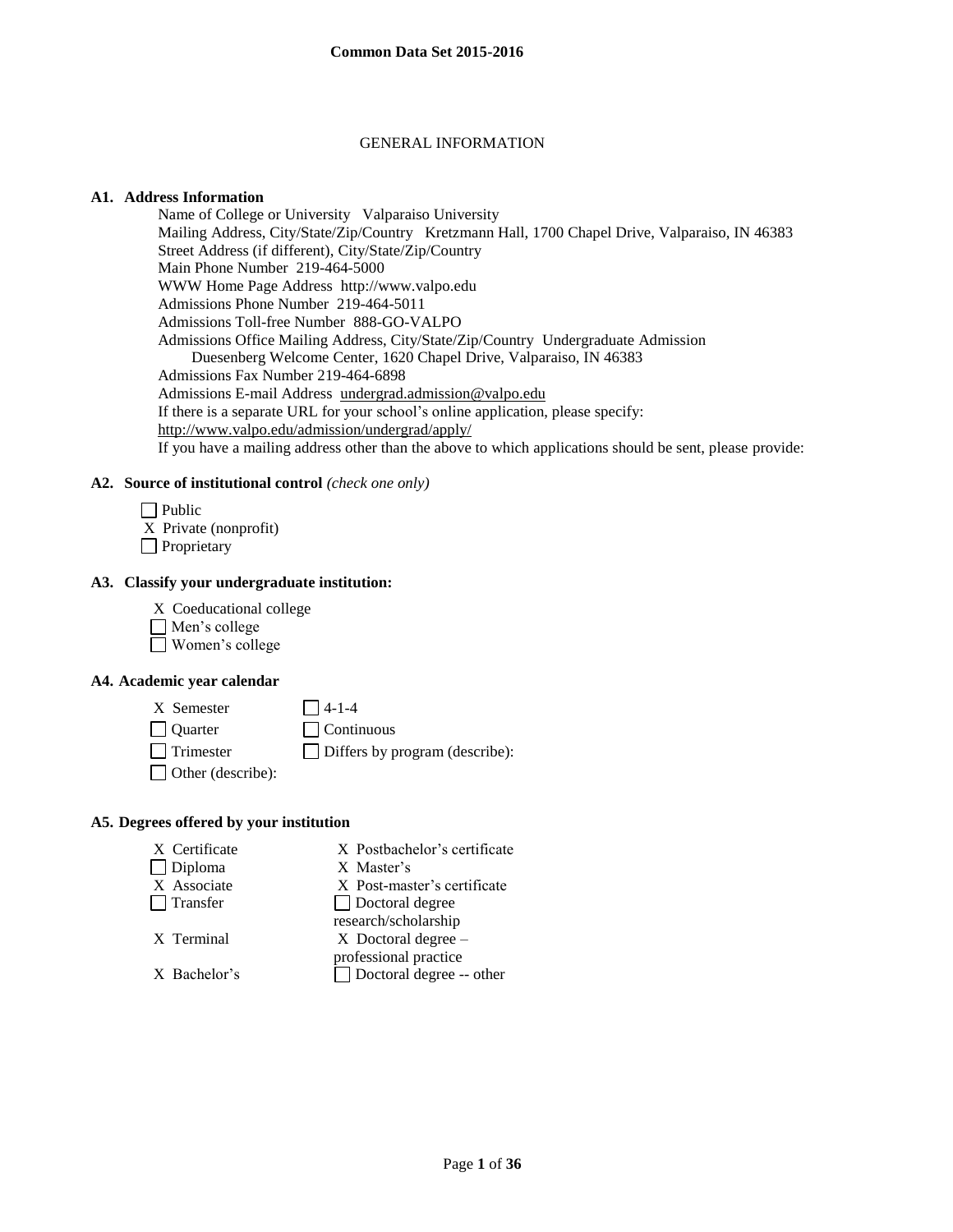# Common Data Set 2015-2016

## GENERAL INFORMATION

### A1. Address Information

Name of College or University   Valparaiso University
Mailing Address, City/State/Zip/Country   Kretzmann Hall, 1700 Chapel Drive, Valparaiso, IN 46383
Street Address (if different), City/State/Zip/Country
Main Phone Number  219-464-5000
WWW Home Page Address  http://www.valpo.edu
Admissions Phone Number  219-464-5011
Admissions Toll-free Number  888-GO-VALPO
Admissions Office Mailing Address, City/State/Zip/Country  Undergraduate Admission
Duesenberg Welcome Center, 1620 Chapel Drive, Valparaiso, IN 46383
Admissions Fax Number 219-464-6898
Admissions E-mail Address  undergrad.admission@valpo.edu
If there is a separate URL for your school's online application, please specify:
http://www.valpo.edu/admission/undergrad/apply/
If you have a mailing address other than the above to which applications should be sent, please provide:

### A2. Source of institutional control *(check one only)*

- [ ] Public
- [X] Private (nonprofit)
- [ ] Proprietary

### A3. Classify your undergraduate institution:

- [X] Coeducational college
- [ ] Men's college
- [ ] Women's college

### A4. Academic year calendar

- [X] Semester
- [ ] Quarter
- [ ] Trimester
- [ ] Other (describe):
- [ ] 4-1-4
- [ ] Continuous
- [ ] Differs by program (describe):

### A5. Degrees offered by your institution

- [X] Certificate
- [ ] Diploma
- [X] Associate
- [ ] Transfer
- [X] Terminal
- [X] Bachelor's
- [X] Postbachelor's certificate
- [X] Master's
- [X] Post-master's certificate
- [ ] Doctoral degree research/scholarship
- [X] Doctoral degree – professional practice
- [ ] Doctoral degree -- other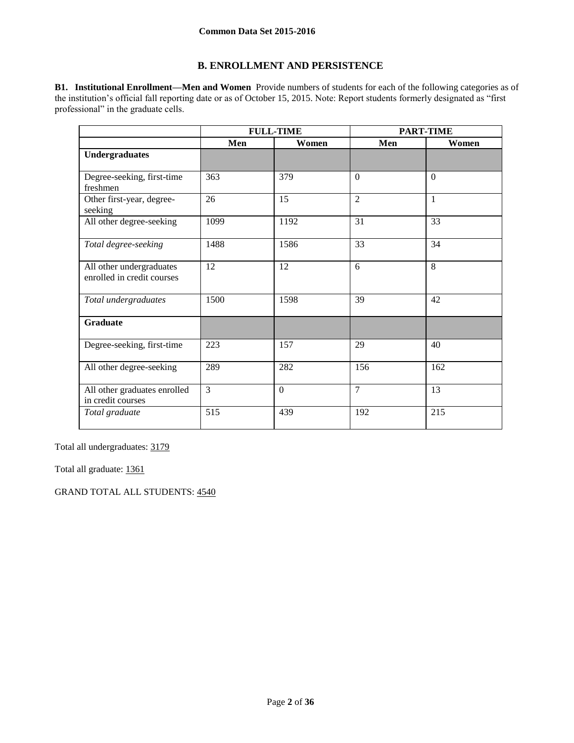**Common Data Set 2015-2016**

## B. ENROLLMENT AND PERSISTENCE

**B1. Institutional Enrollment—Men and Women** Provide numbers of students for each of the following categories as of the institution's official fall reporting date or as of October 15, 2015. Note: Report students formerly designated as "first professional" in the graduate cells.

| | FULL-TIME | | PART-TIME | |
|---|---|---|---|---|
| | **Men** | **Women** | **Men** | **Women** |
| **Undergraduates** | | | | |
| Degree-seeking, first-time freshmen | 363 | 379 | 0 | 0 |
| Other first-year, degree-seeking | 26 | 15 | 2 | 1 |
| All other degree-seeking | 1099 | 1192 | 31 | 33 |
| *Total degree-seeking* | 1488 | 1586 | 33 | 34 |
| All other undergraduates enrolled in credit courses | 12 | 12 | 6 | 8 |
| *Total undergraduates* | 1500 | 1598 | 39 | 42 |
| **Graduate** | | | | |
| Degree-seeking, first-time | 223 | 157 | 29 | 40 |
| All other degree-seeking | 289 | 282 | 156 | 162 |
| All other graduates enrolled in credit courses | 3 | 0 | 7 | 13 |
| *Total graduate* | 515 | 439 | 192 | 215 |

Total all undergraduates: 3179

Total all graduate: 1361

GRAND TOTAL ALL STUDENTS: 4540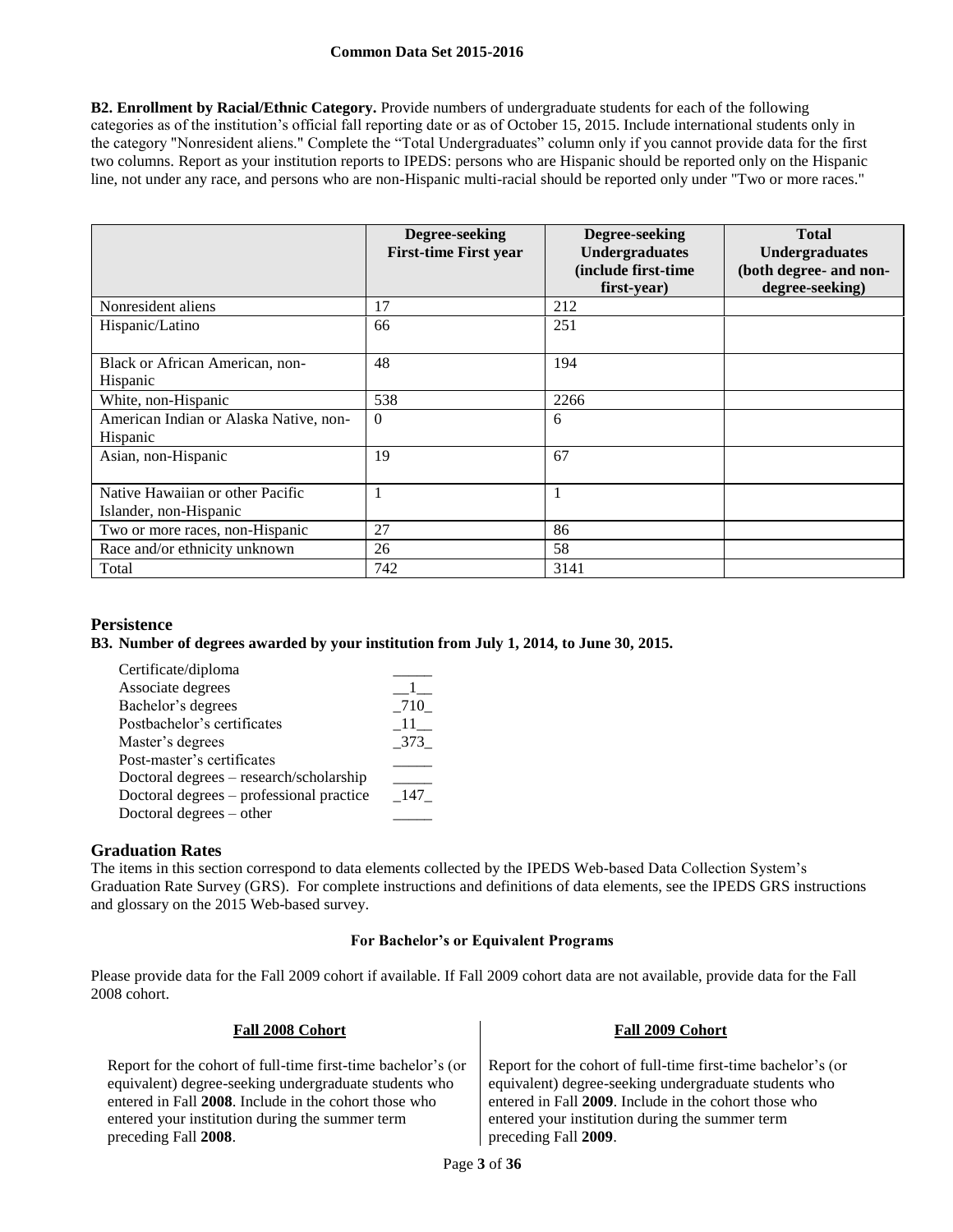**B2. Enrollment by Racial/Ethnic Category.** Provide numbers of undergraduate students for each of the following categories as of the institution's official fall reporting date or as of October 15, 2015. Include international students only in the category "Nonresident aliens." Complete the "Total Undergraduates" column only if you cannot provide data for the first two columns. Report as your institution reports to IPEDS: persons who are Hispanic should be reported only on the Hispanic line, not under any race, and persons who are non-Hispanic multi-racial should be reported only under "Two or more races."

| | Degree-seeking First-time First year | Degree-seeking Undergraduates (include first-time first-year) | Total Undergraduates (both degree- and non-degree-seeking) |
|---|---|---|---|
| Nonresident aliens | 17 | 212 | |
| Hispanic/Latino | 66 | 251 | |
| Black or African American, non-Hispanic | 48 | 194 | |
| White, non-Hispanic | 538 | 2266 | |
| American Indian or Alaska Native, non-Hispanic | 0 | 6 | |
| Asian, non-Hispanic | 19 | 67 | |
| Native Hawaiian or other Pacific Islander, non-Hispanic | 1 | 1 | |
| Two or more races, non-Hispanic | 27 | 86 | |
| Race and/or ethnicity unknown | 26 | 58 | |
| Total | 742 | 3141 | |

## Persistence

**B3. Number of degrees awarded by your institution from July 1, 2014, to June 30, 2015.**

| | |
|---|---|
| Certificate/diploma | _____ |
| Associate degrees | __1__ |
| Bachelor's degrees | _710_ |
| Postbachelor's certificates | _11__ |
| Master's degrees | _373_ |
| Post-master's certificates | _____ |
| Doctoral degrees – research/scholarship | _____ |
| Doctoral degrees – professional practice | _147_ |
| Doctoral degrees – other | _____ |

## Graduation Rates

The items in this section correspond to data elements collected by the IPEDS Web-based Data Collection System's Graduation Rate Survey (GRS). For complete instructions and definitions of data elements, see the IPEDS GRS instructions and glossary on the 2015 Web-based survey.

### For Bachelor's or Equivalent Programs

Please provide data for the Fall 2009 cohort if available. If Fall 2009 cohort data are not available, provide data for the Fall 2008 cohort.

**Fall 2008 Cohort**

Report for the cohort of full-time first-time bachelor's (or equivalent) degree-seeking undergraduate students who entered in Fall **2008**. Include in the cohort those who entered your institution during the summer term preceding Fall **2008**.

**Fall 2009 Cohort**

Report for the cohort of full-time first-time bachelor's (or equivalent) degree-seeking undergraduate students who entered in Fall **2009**. Include in the cohort those who entered your institution during the summer term preceding Fall **2009**.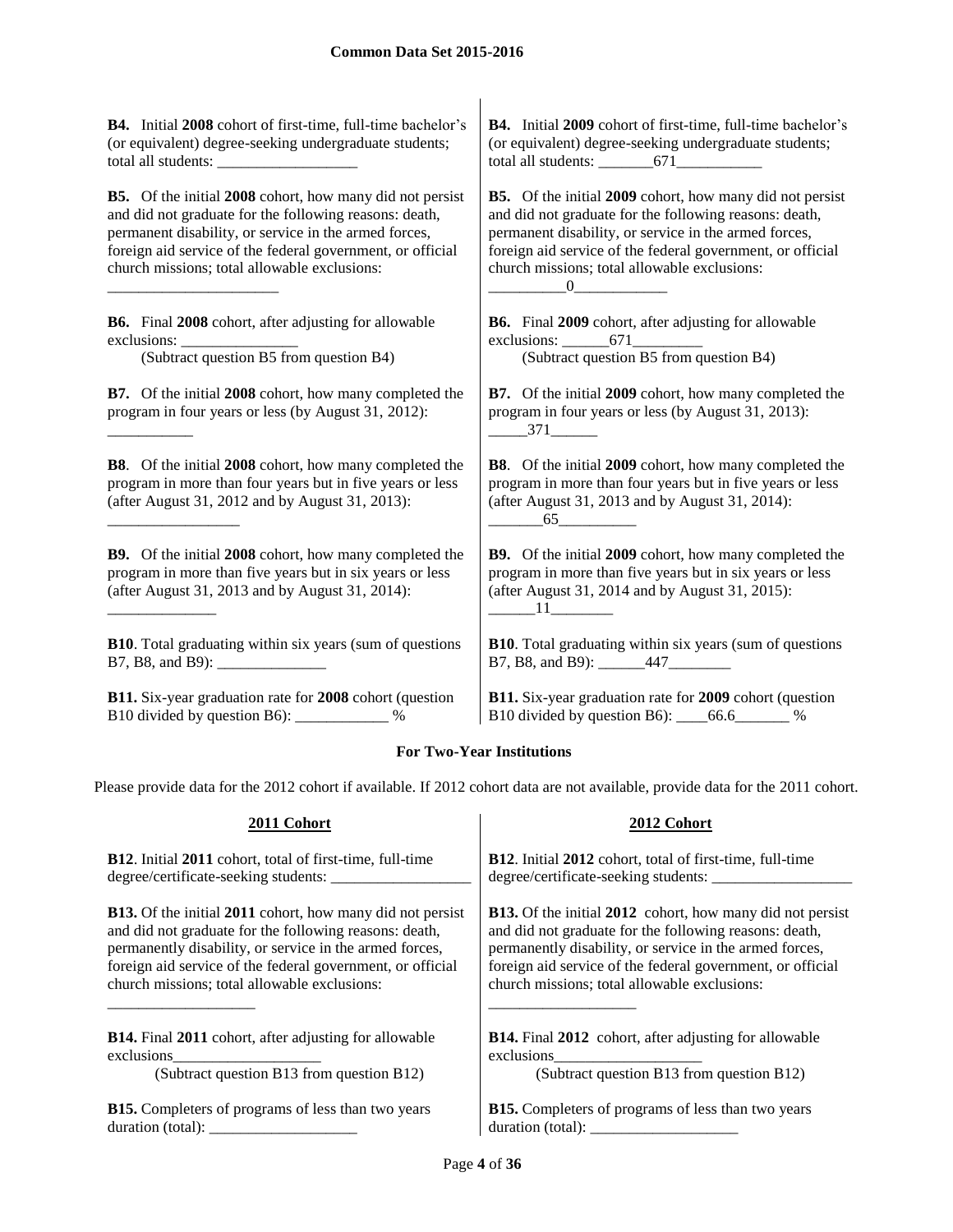**B4.** Initial **2008** cohort of first-time, full-time bachelor's (or equivalent) degree-seeking undergraduate students; total all students: ___________________

**B5.** Of the initial **2008** cohort, how many did not persist and did not graduate for the following reasons: death, permanent disability, or service in the armed forces, foreign aid service of the federal government, or official church missions; total allowable exclusions: ___________________

**B6.** Final **2008** cohort, after adjusting for allowable exclusions: _______________
(Subtract question B5 from question B4)

**B7.** Of the initial **2008** cohort, how many completed the program in four years or less (by August 31, 2012): ___________

**B8**. Of the initial **2008** cohort, how many completed the program in more than four years but in five years or less (after August 31, 2012 and by August 31, 2013): _________________

**B9.** Of the initial **2008** cohort, how many completed the program in more than five years but in six years or less (after August 31, 2013 and by August 31, 2014): ______________

**B10**. Total graduating within six years (sum of questions B7, B8, and B9): ______________

**B11.** Six-year graduation rate for **2008** cohort (question B10 divided by question B6): ____________ %

**B4.** Initial **2009** cohort of first-time, full-time bachelor's (or equivalent) degree-seeking undergraduate students; total all students: _______671___________

**B5.** Of the initial **2009** cohort, how many did not persist and did not graduate for the following reasons: death, permanent disability, or service in the armed forces, foreign aid service of the federal government, or official church missions; total allowable exclusions: __________0____________

**B6.** Final **2009** cohort, after adjusting for allowable exclusions: ______671_________
(Subtract question B5 from question B4)

**B7.** Of the initial **2009** cohort, how many completed the program in four years or less (by August 31, 2013): _____371______

**B8**. Of the initial **2009** cohort, how many completed the program in more than four years but in five years or less (after August 31, 2013 and by August 31, 2014): _______65__________

**B9.** Of the initial **2009** cohort, how many completed the program in more than five years but in six years or less (after August 31, 2014 and by August 31, 2015): ______11________

**B10**. Total graduating within six years (sum of questions B7, B8, and B9): ______447________

**B11.** Six-year graduation rate for **2009** cohort (question B10 divided by question B6): ____66.6_______ %

### For Two-Year Institutions

Please provide data for the 2012 cohort if available. If 2012 cohort data are not available, provide data for the 2011 cohort.

#### 2011 Cohort

**B12**. Initial **2011** cohort, total of first-time, full-time degree/certificate-seeking students: __________________

**B13.** Of the initial **2011** cohort, how many did not persist and did not graduate for the following reasons: death, permanently disability, or service in the armed forces, foreign aid service of the federal government, or official church missions; total allowable exclusions: ___________________

**B14.** Final **2011** cohort, after adjusting for allowable exclusions___________________
(Subtract question B13 from question B12)

**B15.** Completers of programs of less than two years duration (total): ___________________

#### 2012 Cohort

**B12**. Initial **2012** cohort, total of first-time, full-time degree/certificate-seeking students: __________________

**B13.** Of the initial **2012** cohort, how many did not persist and did not graduate for the following reasons: death, permanently disability, or service in the armed forces, foreign aid service of the federal government, or official church missions; total allowable exclusions: ___________________

**B14.** Final **2012** cohort, after adjusting for allowable exclusions___________________
(Subtract question B13 from question B12)

**B15.** Completers of programs of less than two years duration (total): ___________________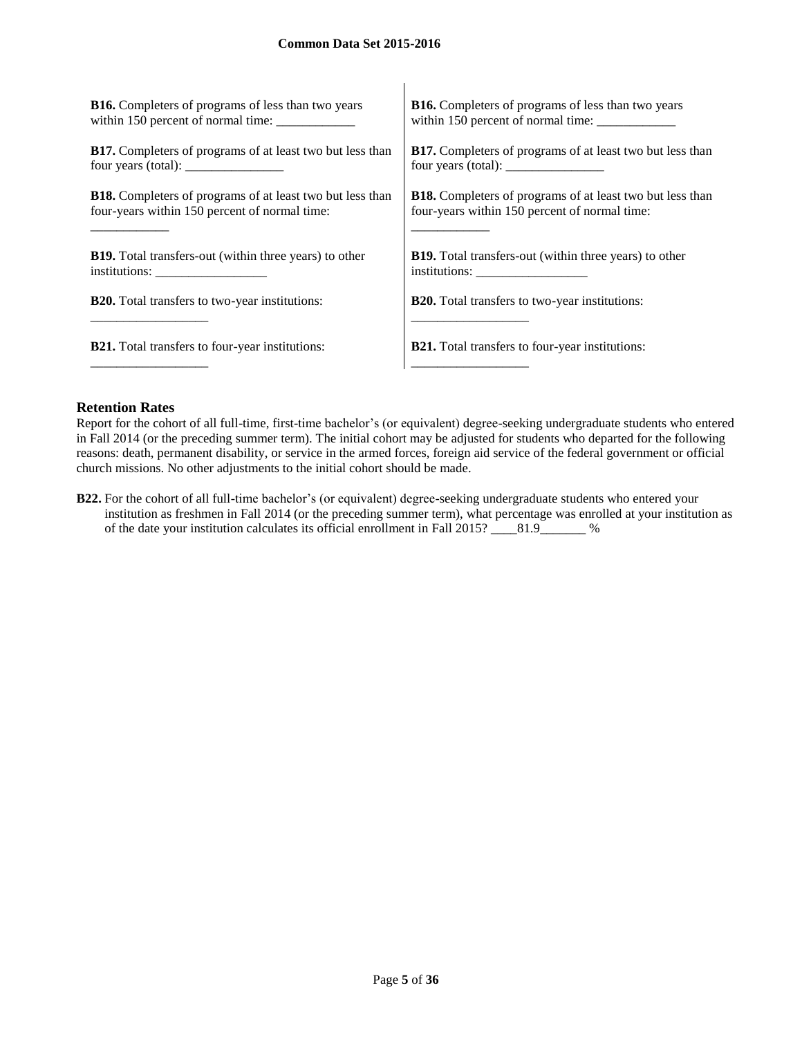**B16.** Completers of programs of less than two years within 150 percent of normal time: ____________

**B17.** Completers of programs of at least two but less than four years (total): _______________

**B18.** Completers of programs of at least two but less than four-years within 150 percent of normal time: ____________

**B19.** Total transfers-out (within three years) to other institutions: _________________

**B20.** Total transfers to two-year institutions: __________________

**B21.** Total transfers to four-year institutions: __________________

**B16.** Completers of programs of less than two years within 150 percent of normal time: ____________

**B17.** Completers of programs of at least two but less than four years (total): _______________

**B18.** Completers of programs of at least two but less than four-years within 150 percent of normal time: ____________

**B19.** Total transfers-out (within three years) to other institutions: _________________

**B20.** Total transfers to two-year institutions: __________________

**B21.** Total transfers to four-year institutions: __________________

## Retention Rates

Report for the cohort of all full-time, first-time bachelor's (or equivalent) degree-seeking undergraduate students who entered in Fall 2014 (or the preceding summer term). The initial cohort may be adjusted for students who departed for the following reasons: death, permanent disability, or service in the armed forces, foreign aid service of the federal government or official church missions. No other adjustments to the initial cohort should be made.

**B22.** For the cohort of all full-time bachelor's (or equivalent) degree-seeking undergraduate students who entered your institution as freshmen in Fall 2014 (or the preceding summer term), what percentage was enrolled at your institution as of the date your institution calculates its official enrollment in Fall 2015? ____81.9_______ %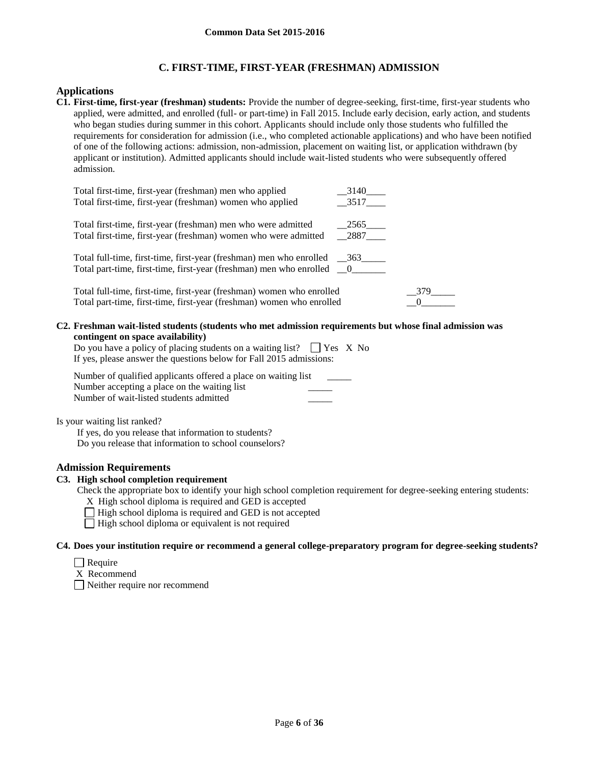# C. FIRST-TIME, FIRST-YEAR (FRESHMAN) ADMISSION

## Applications

**C1. First-time, first-year (freshman) students:** Provide the number of degree-seeking, first-time, first-year students who applied, were admitted, and enrolled (full- or part-time) in Fall 2015. Include early decision, early action, and students who began studies during summer in this cohort. Applicants should include only those students who fulfilled the requirements for consideration for admission (i.e., who completed actionable applications) and who have been notified of one of the following actions: admission, non-admission, placement on waiting list, or application withdrawn (by applicant or institution). Admitted applicants should include wait-listed students who were subsequently offered admission.

Total first-time, first-year (freshman) men who applied __3140____
Total first-time, first-year (freshman) women who applied __3517____

Total first-time, first-year (freshman) men who were admitted __2565____
Total first-time, first-year (freshman) women who were admitted __2887____

Total full-time, first-time, first-year (freshman) men who enrolled __363_____
Total part-time, first-time, first-year (freshman) men who enrolled __0_______

Total full-time, first-time, first-year (freshman) women who enrolled __379_____
Total part-time, first-time, first-year (freshman) women who enrolled __0_______

**C2. Freshman wait-listed students (students who met admission requirements but whose final admission was contingent on space availability)**

Do you have a policy of placing students on a waiting list? ☐ Yes X No
If yes, please answer the questions below for Fall 2015 admissions:

Number of qualified applicants offered a place on waiting list _____
Number accepting a place on the waiting list _____
Number of wait-listed students admitted _____

Is your waiting list ranked?
If yes, do you release that information to students?
Do you release that information to school counselors?

## Admission Requirements

**C3. High school completion requirement**

Check the appropriate box to identify your high school completion requirement for degree-seeking entering students:

X High school diploma is required and GED is accepted
☐ High school diploma is required and GED is not accepted
☐ High school diploma or equivalent is not required

**C4. Does your institution require or recommend a general college-preparatory program for degree-seeking students?**

☐ Require
X Recommend
☐ Neither require nor recommend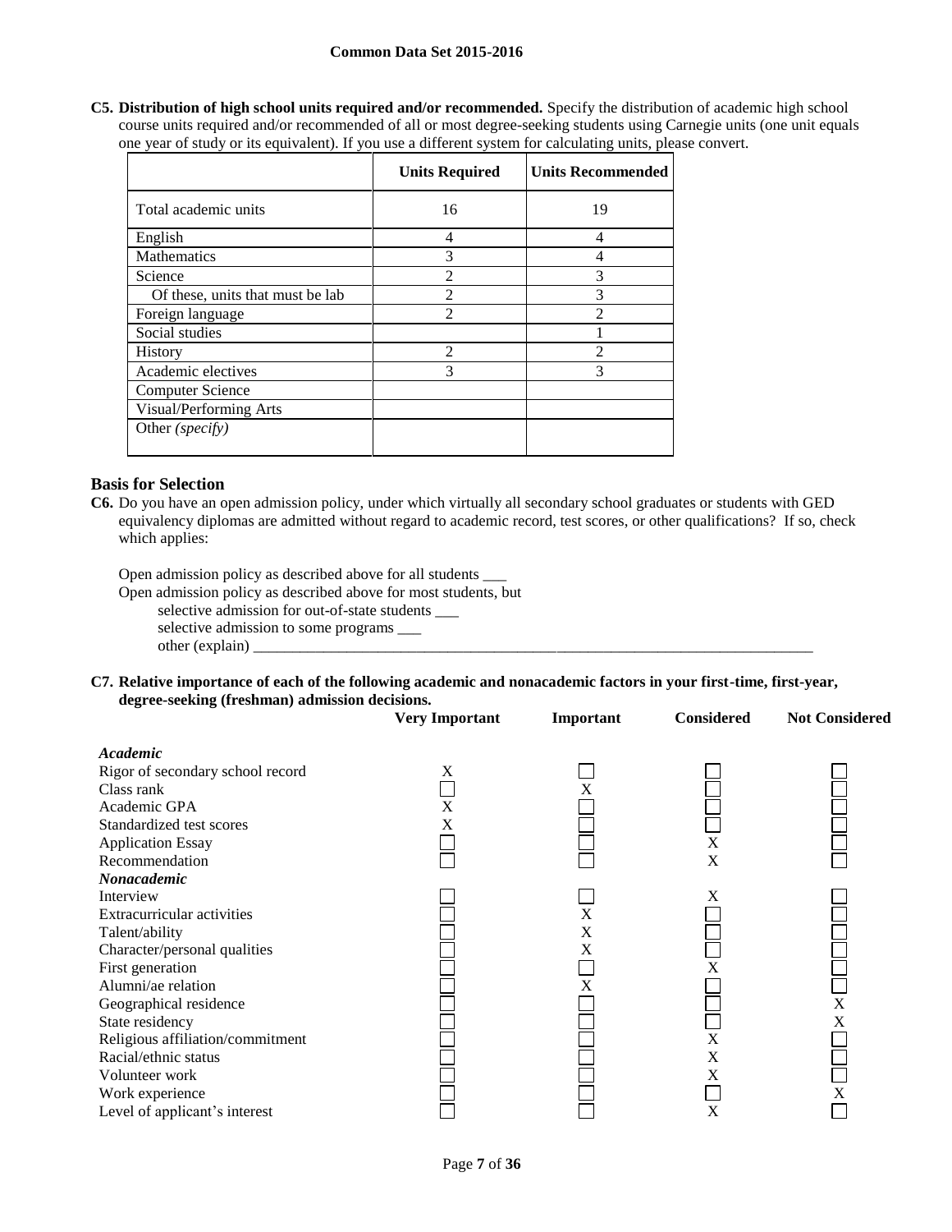**C5. Distribution of high school units required and/or recommended.** Specify the distribution of academic high school course units required and/or recommended of all or most degree-seeking students using Carnegie units (one unit equals one year of study or its equivalent). If you use a different system for calculating units, please convert.

| | Units Required | Units Recommended |
|---|---|---|
| Total academic units | 16 | 19 |
| English | 4 | 4 |
| Mathematics | 3 | 4 |
| Science | 2 | 3 |
| Of these, units that must be lab | 2 | 3 |
| Foreign language | 2 | 2 |
| Social studies | | 1 |
| History | 2 | 2 |
| Academic electives | 3 | 3 |
| Computer Science | | |
| Visual/Performing Arts | | |
| Other *(specify)* | | |

## Basis for Selection

**C6.** Do you have an open admission policy, under which virtually all secondary school graduates or students with GED equivalency diplomas are admitted without regard to academic record, test scores, or other qualifications? If so, check which applies:

Open admission policy as described above for all students ___

Open admission policy as described above for most students, but

selective admission for out-of-state students ___

selective admission to some programs ___

other (explain) ___

**C7. Relative importance of each of the following academic and nonacademic factors in your first-time, first-year, degree-seeking (freshman) admission decisions.**

| | Very Important | Important | Considered | Not Considered |
|---|---|---|---|---|
| ***Academic*** | | | | |
| Rigor of secondary school record | X | | | |
| Class rank | | X | | |
| Academic GPA | X | | | |
| Standardized test scores | X | | | |
| Application Essay | | | X | |
| Recommendation | | | X | |
| ***Nonacademic*** | | | | |
| Interview | | | X | |
| Extracurricular activities | | X | | |
| Talent/ability | | X | | |
| Character/personal qualities | | X | | |
| First generation | | | X | |
| Alumni/ae relation | | X | | |
| Geographical residence | | | | X |
| State residency | | | | X |
| Religious affiliation/commitment | | | X | |
| Racial/ethnic status | | | X | |
| Volunteer work | | | X | |
| Work experience | | | | X |
| Level of applicant's interest | | | X | |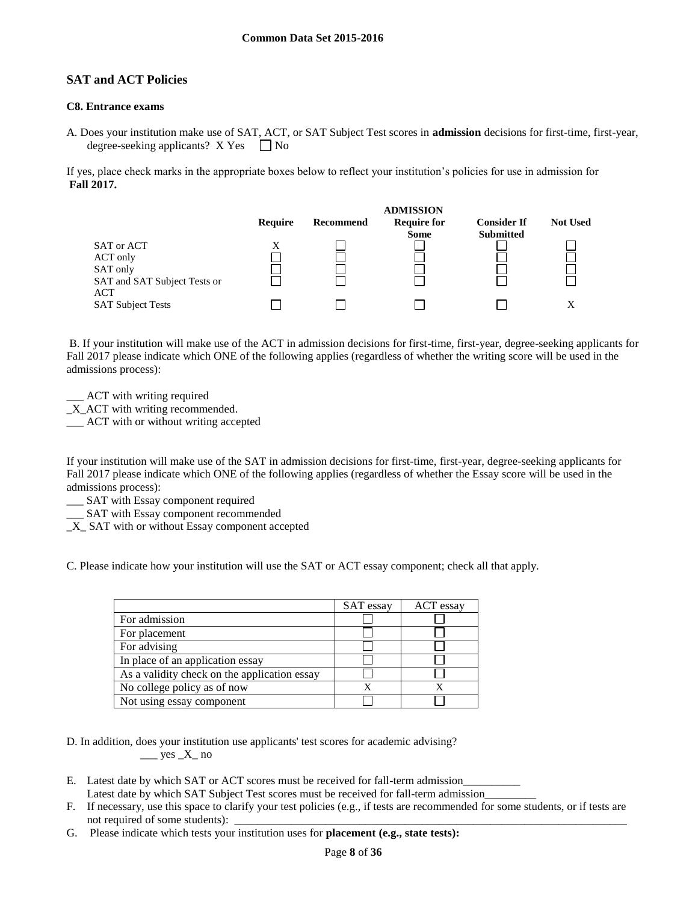## SAT and ACT Policies

### C8. Entrance exams

A. Does your institution make use of SAT, ACT, or SAT Subject Test scores in **admission** decisions for first-time, first-year, degree-seeking applicants? X Yes ☐ No

If yes, place check marks in the appropriate boxes below to reflect your institution's policies for use in admission for **Fall 2017.**

| | ADMISSION | | | | |
|---|---|---|---|---|---|
| | **Require** | **Recommend** | **Require for Some** | **Consider If Submitted** | **Not Used** |
| SAT or ACT | X | ☐ | ☐ | ☐ | ☐ |
| ACT only | ☐ | ☐ | ☐ | ☐ | ☐ |
| SAT only | ☐ | ☐ | ☐ | ☐ | ☐ |
| SAT and SAT Subject Tests or ACT | ☐ | ☐ | ☐ | ☐ | ☐ |
| SAT Subject Tests | ☐ | ☐ | ☐ | ☐ | X |

B. If your institution will make use of the ACT in admission decisions for first-time, first-year, degree-seeking applicants for Fall 2017 please indicate which ONE of the following applies (regardless of whether the writing score will be used in the admissions process):

___ ACT with writing required
_X_ACT with writing recommended.
___ ACT with or without writing accepted

If your institution will make use of the SAT in admission decisions for first-time, first-year, degree-seeking applicants for Fall 2017 please indicate which ONE of the following applies (regardless of whether the Essay score will be used in the admissions process):

___ SAT with Essay component required
___ SAT with Essay component recommended
_X_ SAT with or without Essay component accepted

C. Please indicate how your institution will use the SAT or ACT essay component; check all that apply.

| | SAT essay | ACT essay |
|---|---|---|
| For admission | ☐ | ☐ |
| For placement | ☐ | ☐ |
| For advising | ☐ | ☐ |
| In place of an application essay | ☐ | ☐ |
| As a validity check on the application essay | ☐ | ☐ |
| No college policy as of now | X | X |
| Not using essay component | ☐ | ☐ |

D. In addition, does your institution use applicants' test scores for academic advising?
___ yes _X_ no

E. Latest date by which SAT or ACT scores must be received for fall-term admission__________
Latest date by which SAT Subject Test scores must be received for fall-term admission_________

F. If necessary, use this space to clarify your test policies (e.g., if tests are recommended for some students, or if tests are not required of some students): ___________________________________________________________________________

G. Please indicate which tests your institution uses for **placement (e.g., state tests):**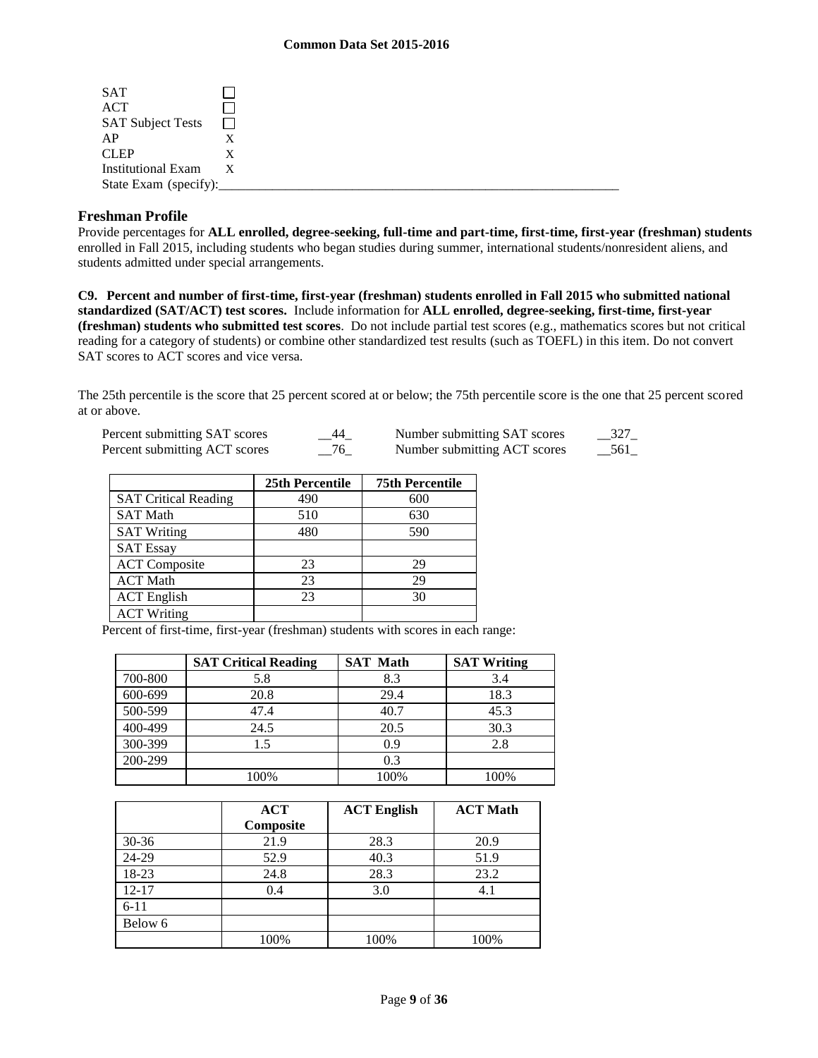| | |
|---|---|
| SAT | ☐ |
| ACT | ☐ |
| SAT Subject Tests | ☐ |
| AP | X |
| CLEP | X |
| Institutional Exam | X |
| State Exam (specify):_______________ | |

## Freshman Profile

Provide percentages for **ALL enrolled, degree-seeking, full-time and part-time, first-time, first-year (freshman) students** enrolled in Fall 2015, including students who began studies during summer, international students/nonresident aliens, and students admitted under special arrangements.

**C9. Percent and number of first-time, first-year (freshman) students enrolled in Fall 2015 who submitted national standardized (SAT/ACT) test scores.** Include information for **ALL enrolled, degree-seeking, first-time, first-year (freshman) students who submitted test scores**. Do not include partial test scores (e.g., mathematics scores but not critical reading for a category of students) or combine other standardized test results (such as TOEFL) in this item. Do not convert SAT scores to ACT scores and vice versa.

The 25th percentile is the score that 25 percent scored at or below; the 75th percentile score is the one that 25 percent scored at or above.

| | | | |
|---|---|---|---|
| Percent submitting SAT scores | __44_ | Number submitting SAT scores | __327_ |
| Percent submitting ACT scores | __76_ | Number submitting ACT scores | __561_ |

| | 25th Percentile | 75th Percentile |
|---|---|---|
| SAT Critical Reading | 490 | 600 |
| SAT Math | 510 | 630 |
| SAT Writing | 480 | 590 |
| SAT Essay | | |
| ACT Composite | 23 | 29 |
| ACT Math | 23 | 29 |
| ACT English | 23 | 30 |
| ACT Writing | | |

Percent of first-time, first-year (freshman) students with scores in each range:

| | SAT Critical Reading | SAT Math | SAT Writing |
|---|---|---|---|
| 700-800 | 5.8 | 8.3 | 3.4 |
| 600-699 | 20.8 | 29.4 | 18.3 |
| 500-599 | 47.4 | 40.7 | 45.3 |
| 400-499 | 24.5 | 20.5 | 30.3 |
| 300-399 | 1.5 | 0.9 | 2.8 |
| 200-299 | | 0.3 | |
| | 100% | 100% | 100% |

| | ACT Composite | ACT English | ACT Math |
|---|---|---|---|
| 30-36 | 21.9 | 28.3 | 20.9 |
| 24-29 | 52.9 | 40.3 | 51.9 |
| 18-23 | 24.8 | 28.3 | 23.2 |
| 12-17 | 0.4 | 3.0 | 4.1 |
| 6-11 | | | |
| Below 6 | | | |
| | 100% | 100% | 100% |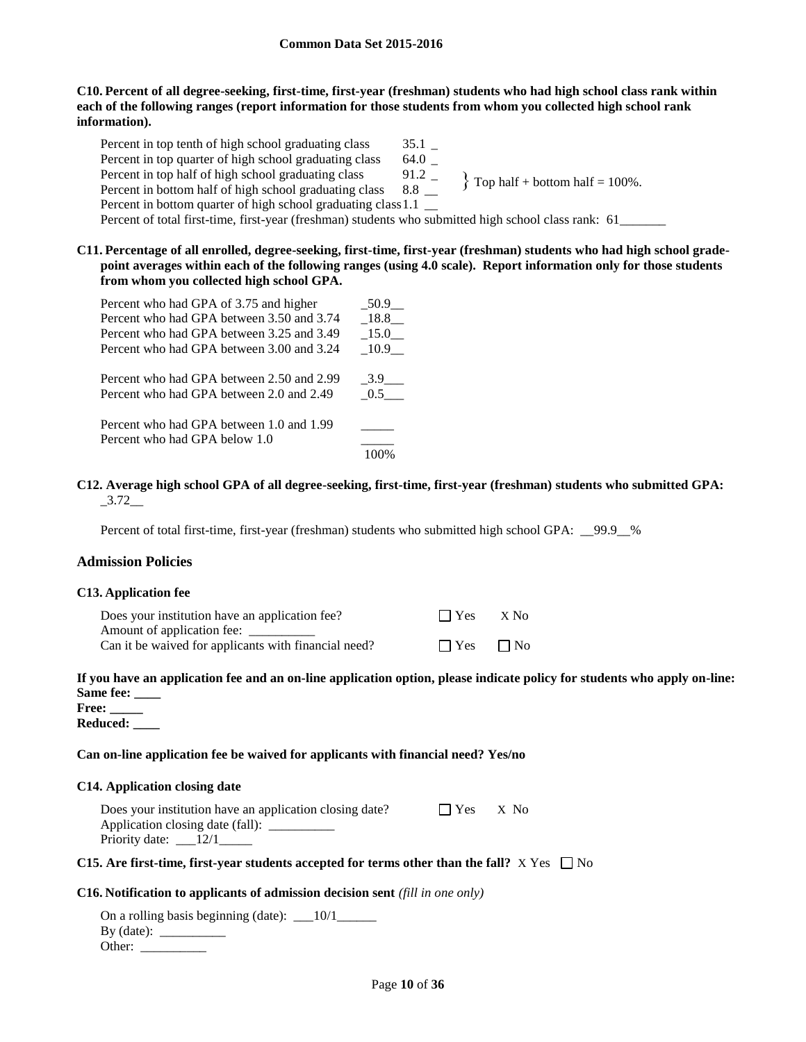**Common Data Set 2015-2016**

**C10. Percent of all degree-seeking, first-time, first-year (freshman) students who had high school class rank within each of the following ranges (report information for those students from whom you collected high school rank information).**

| | |
|---|---|
| Percent in top tenth of high school graduating class | 35.1 _ |
| Percent in top quarter of high school graduating class | 64.0 _ |
| Percent in top half of high school graduating class | 91.2 _ |
| Percent in bottom half of high school graduating class | 8.8 __ |
| Percent in bottom quarter of high school graduating class | 1.1 __ |

} Top half + bottom half = 100%.

Percent of total first-time, first-year (freshman) students who submitted high school class rank: 61_______

**C11. Percentage of all enrolled, degree-seeking, first-time, first-year (freshman) students who had high school grade-point averages within each of the following ranges (using 4.0 scale). Report information only for those students from whom you collected high school GPA.**

| | |
|---|---|
| Percent who had GPA of 3.75 and higher | _50.9__ |
| Percent who had GPA between 3.50 and 3.74 | _18.8__ |
| Percent who had GPA between 3.25 and 3.49 | _15.0__ |
| Percent who had GPA between 3.00 and 3.24 | _10.9__ |
| Percent who had GPA between 2.50 and 2.99 | _3.9___ |
| Percent who had GPA between 2.0 and 2.49 | _0.5___ |
| Percent who had GPA between 1.0 and 1.99 | _____ |
| Percent who had GPA below 1.0 | _____ |
| | 100% |

**C12. Average high school GPA of all degree-seeking, first-time, first-year (freshman) students who submitted GPA:** _3.72__

Percent of total first-time, first-year (freshman) students who submitted high school GPA: __99.9__%

## Admission Policies

**C13. Application fee**

| | | |
|---|---|---|
| Does your institution have an application fee? | ☐ Yes | X No |
| Amount of application fee: __________ | | |
| Can it be waived for applicants with financial need? | ☐ Yes | ☐ No |

**If you have an application fee and an on-line application option, please indicate policy for students who apply on-line:**
**Same fee: ____**
**Free: _____**
**Reduced: ____**

**Can on-line application fee be waived for applicants with financial need? Yes/no**

**C14. Application closing date**

| | | |
|---|---|---|
| Does your institution have an application closing date? | ☐ Yes | X No |
| Application closing date (fall): __________ | | |
| Priority date: ___12/1_____ | | |

**C15. Are first-time, first-year students accepted for terms other than the fall?** X Yes ☐ No

**C16. Notification to applicants of admission decision sent** *(fill in one only)*

On a rolling basis beginning (date): ___10/1______
By (date): __________
Other: __________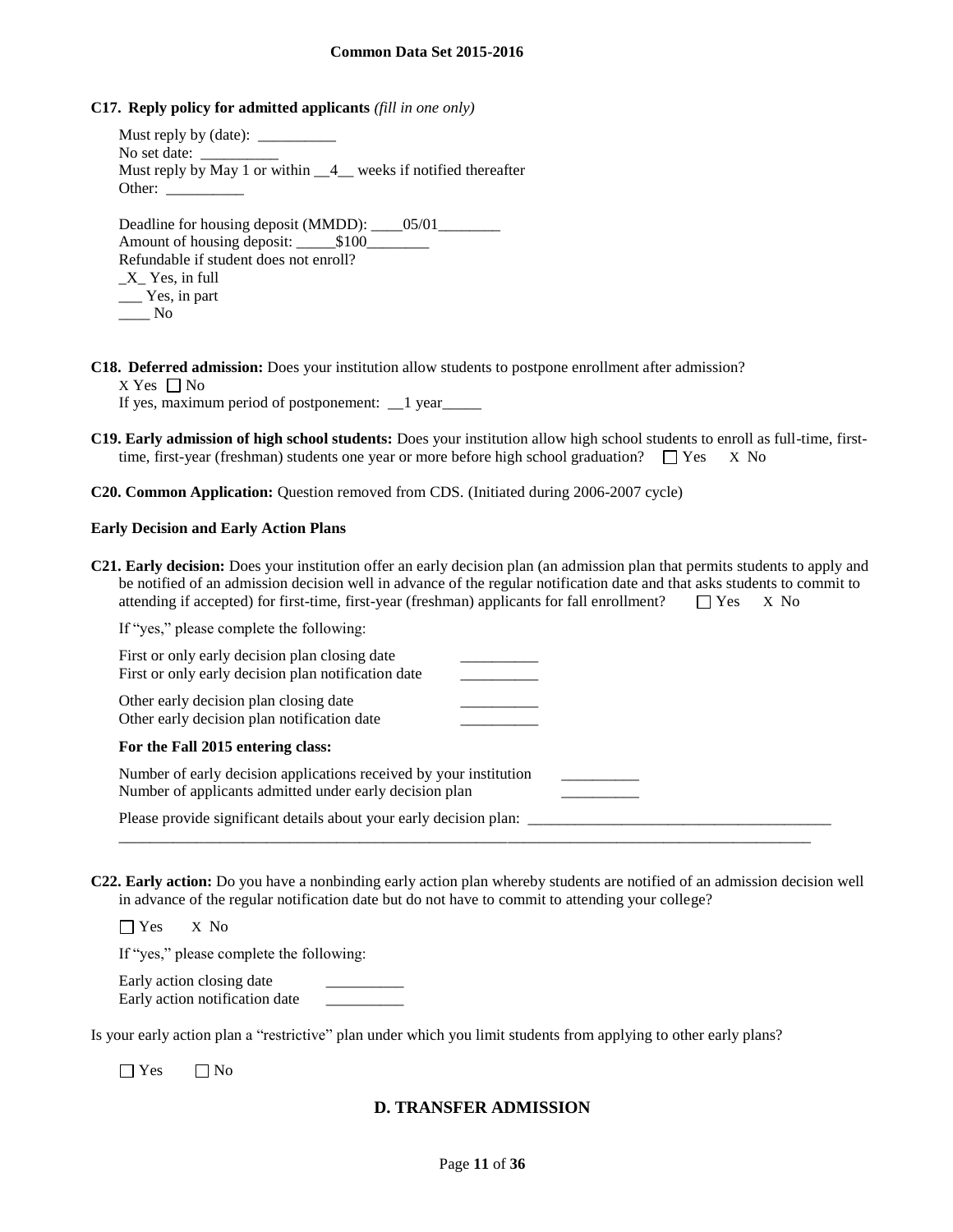**C17. Reply policy for admitted applicants** *(fill in one only)*

Must reply by (date): __________
No set date: __________
Must reply by May 1 or within __4__ weeks if notified thereafter
Other: __________

Deadline for housing deposit (MMDD): ____05/01________
Amount of housing deposit: _____$100________
Refundable if student does not enroll?
_X_ Yes, in full
___ Yes, in part
____ No

**C18. Deferred admission:** Does your institution allow students to postpone enrollment after admission?
X Yes ☐ No
If yes, maximum period of postponement: __1 year_____

**C19. Early admission of high school students:** Does your institution allow high school students to enroll as full-time, first-time, first-year (freshman) students one year or more before high school graduation? ☐ Yes X No

**C20. Common Application:** Question removed from CDS. (Initiated during 2006-2007 cycle)

**Early Decision and Early Action Plans**

**C21. Early decision:** Does your institution offer an early decision plan (an admission plan that permits students to apply and be notified of an admission decision well in advance of the regular notification date and that asks students to commit to attending if accepted) for first-time, first-year (freshman) applicants for fall enrollment? ☐ Yes X No

If "yes," please complete the following:

First or only early decision plan closing date __________
First or only early decision plan notification date __________

Other early decision plan closing date __________
Other early decision plan notification date __________

**For the Fall 2015 entering class:**

Number of early decision applications received by your institution __________
Number of applicants admitted under early decision plan __________

Please provide significant details about your early decision plan: ________________________________________
______________________________________________________________________________________________

**C22. Early action:** Do you have a nonbinding early action plan whereby students are notified of an admission decision well in advance of the regular notification date but do not have to commit to attending your college?

☐ Yes X No

If "yes," please complete the following:

Early action closing date __________
Early action notification date __________

Is your early action plan a "restrictive" plan under which you limit students from applying to other early plans?

☐ Yes ☐ No

## D. TRANSFER ADMISSION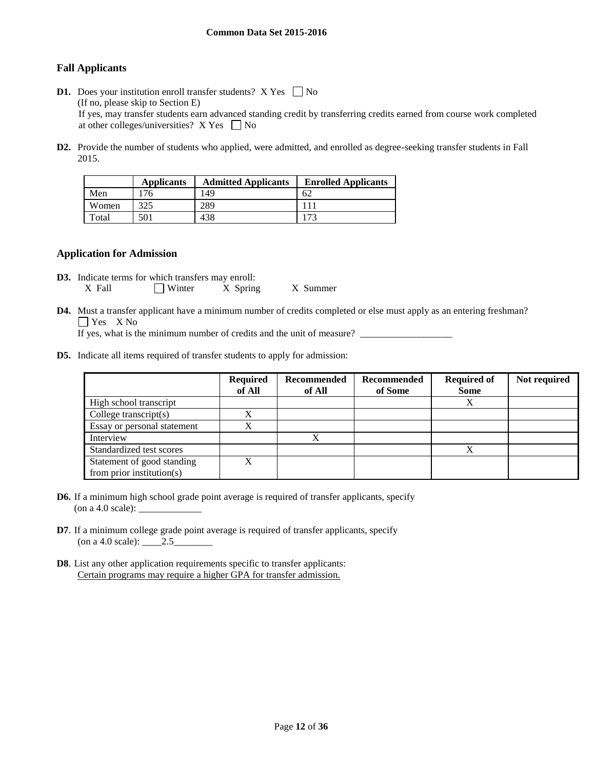## Fall Applicants

**D1.** Does your institution enroll transfer students? X Yes ☐ No
(If no, please skip to Section E)
If yes, may transfer students earn advanced standing credit by transferring credits earned from course work completed at other colleges/universities? X Yes ☐ No

**D2.** Provide the number of students who applied, were admitted, and enrolled as degree-seeking transfer students in Fall 2015.

| | Applicants | Admitted Applicants | Enrolled Applicants |
|---|---|---|---|
| Men | 176 | 149 | 62 |
| Women | 325 | 289 | 111 |
| Total | 501 | 438 | 173 |

## Application for Admission

**D3.** Indicate terms for which transfers may enroll:
X Fall ☐ Winter X Spring X Summer

**D4.** Must a transfer applicant have a minimum number of credits completed or else must apply as an entering freshman?
☐ Yes X No
If yes, what is the minimum number of credits and the unit of measure? ___________________

**D5.** Indicate all items required of transfer students to apply for admission:

| | Required of All | Recommended of All | Recommended of Some | Required of Some | Not required |
|---|---|---|---|---|---|
| High school transcript | | | | X | |
| College transcript(s) | X | | | | |
| Essay or personal statement | X | | | | |
| Interview | | X | | | |
| Standardized test scores | | | | X | |
| Statement of good standing from prior institution(s) | X | | | | |

**D6.** If a minimum high school grade point average is required of transfer applicants, specify (on a 4.0 scale): _____________

**D7**. If a minimum college grade point average is required of transfer applicants, specify (on a 4.0 scale): ____2.5________

**D8**. List any other application requirements specific to transfer applicants:
Certain programs may require a higher GPA for transfer admission.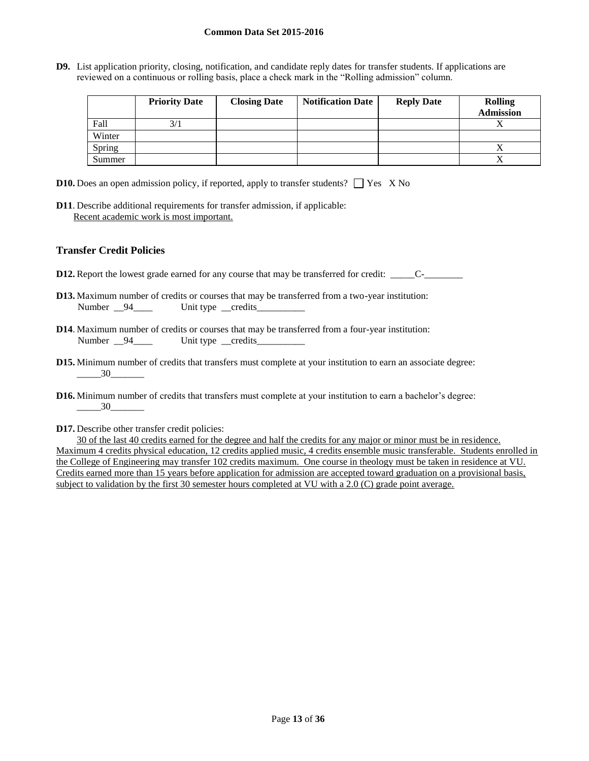**D9.** List application priority, closing, notification, and candidate reply dates for transfer students. If applications are reviewed on a continuous or rolling basis, place a check mark in the "Rolling admission" column.

| | Priority Date | Closing Date | Notification Date | Reply Date | Rolling Admission |
|---|---|---|---|---|---|
| Fall | 3/1 | | | | X |
| Winter | | | | | |
| Spring | | | | | X |
| Summer | | | | | X |

**D10.** Does an open admission policy, if reported, apply to transfer students? ☐ Yes X No

**D11**. Describe additional requirements for transfer admission, if applicable:
Recent academic work is most important.

## Transfer Credit Policies

**D12.** Report the lowest grade earned for any course that may be transferred for credit: _____C-________

**D13.** Maximum number of credits or courses that may be transferred from a two-year institution:
Number __94____ Unit type __credits__________

**D14**. Maximum number of credits or courses that may be transferred from a four-year institution:
Number __94____ Unit type __credits__________

**D15.** Minimum number of credits that transfers must complete at your institution to earn an associate degree:
_____30_______

**D16.** Minimum number of credits that transfers must complete at your institution to earn a bachelor's degree:
_____30_______

**D17.** Describe other transfer credit policies:
30 of the last 40 credits earned for the degree and half the credits for any major or minor must be in residence. Maximum 4 credits physical education, 12 credits applied music, 4 credits ensemble music transferable. Students enrolled in the College of Engineering may transfer 102 credits maximum. One course in theology must be taken in residence at VU. Credits earned more than 15 years before application for admission are accepted toward graduation on a provisional basis, subject to validation by the first 30 semester hours completed at VU with a 2.0 (C) grade point average.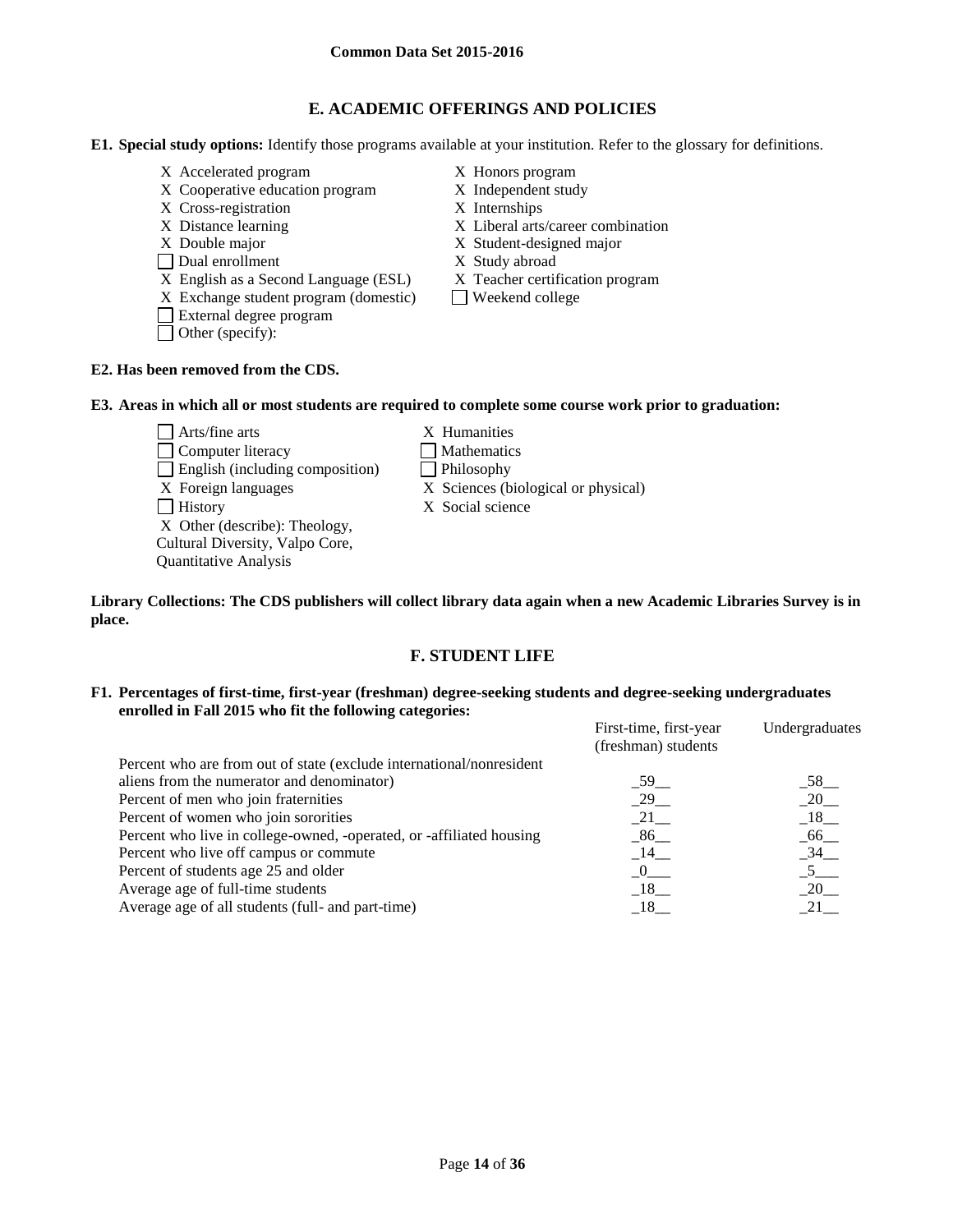Common Data Set 2015-2016

## E. ACADEMIC OFFERINGS AND POLICIES

**E1. Special study options:** Identify those programs available at your institution. Refer to the glossary for definitions.

- X Accelerated program
- X Cooperative education program
- X Cross-registration
- X Distance learning
- X Double major
- ☐ Dual enrollment
- X English as a Second Language (ESL)
- X Exchange student program (domestic)
- ☐ External degree program
- ☐ Other (specify):
- X Honors program
- X Independent study
- X Internships
- X Liberal arts/career combination
- X Student-designed major
- X Study abroad
- X Teacher certification program
- ☐ Weekend college

**E2. Has been removed from the CDS.**

**E3. Areas in which all or most students are required to complete some course work prior to graduation:**

- ☐ Arts/fine arts
- ☐ Computer literacy
- ☐ English (including composition)
- X Foreign languages
- ☐ History
- X Other (describe): Theology, Cultural Diversity, Valpo Core, Quantitative Analysis
- X Humanities
- ☐ Mathematics
- ☐ Philosophy
- X Sciences (biological or physical)
- X Social science

**Library Collections: The CDS publishers will collect library data again when a new Academic Libraries Survey is in place.**

## F. STUDENT LIFE

**F1. Percentages of first-time, first-year (freshman) degree-seeking students and degree-seeking undergraduates enrolled in Fall 2015 who fit the following categories:**

| | First-time, first-year (freshman) students | Undergraduates |
|---|---|---|
| Percent who are from out of state (exclude international/nonresident aliens from the numerator and denominator) | 59 | 58 |
| Percent of men who join fraternities | 29 | 20 |
| Percent of women who join sororities | 21 | 18 |
| Percent who live in college-owned, -operated, or -affiliated housing | 86 | 66 |
| Percent who live off campus or commute | 14 | 34 |
| Percent of students age 25 and older | 0 | 5 |
| Average age of full-time students | 18 | 20 |
| Average age of all students (full- and part-time) | 18 | 21 |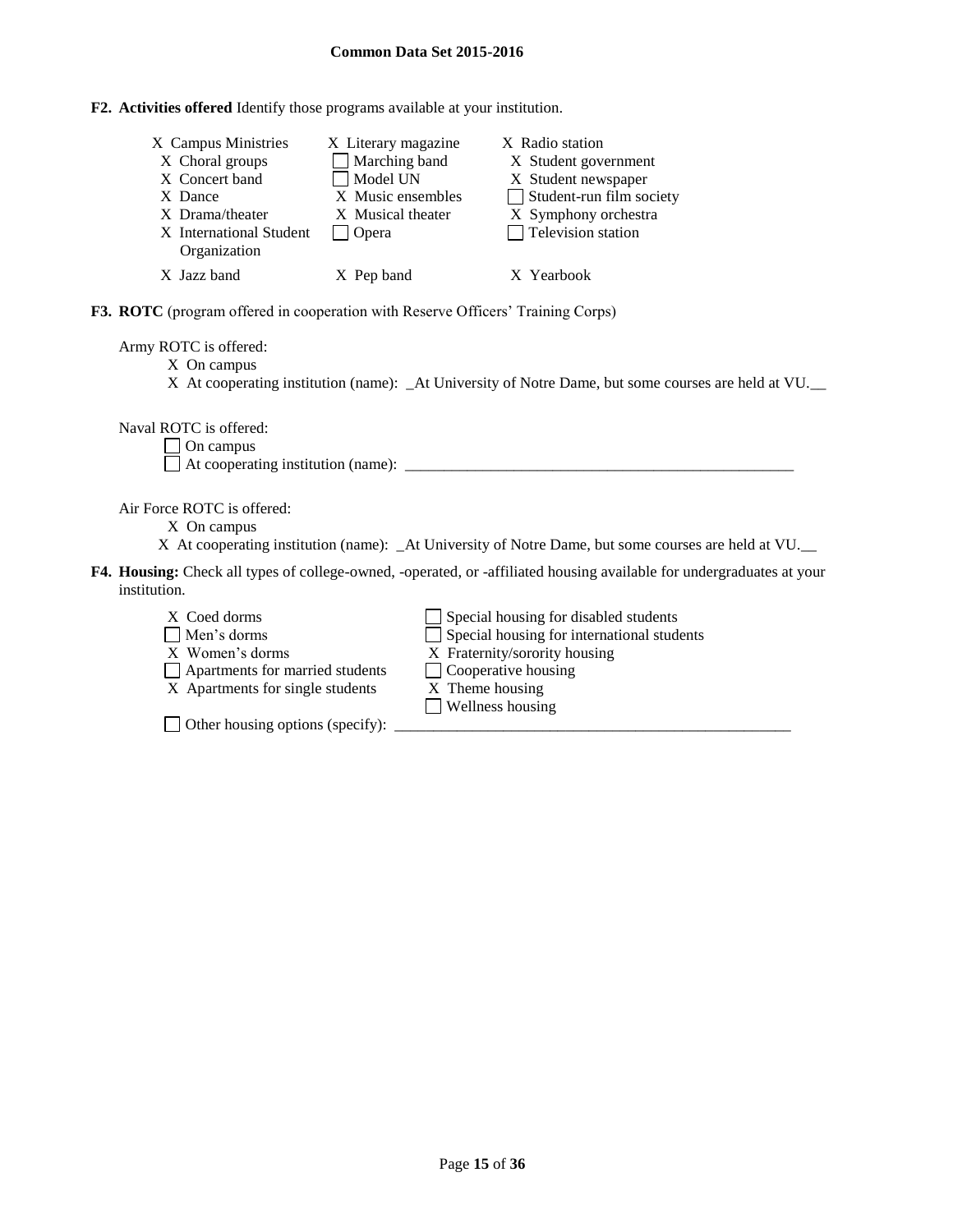**F2. Activities offered** Identify those programs available at your institution.

- [x] Campus Ministries
- [x] Choral groups
- [x] Concert band
- [x] Dance
- [x] Drama/theater
- [x] International Student Organization
- [x] Jazz band
- [x] Literary magazine
- [ ] Marching band
- [ ] Model UN
- [x] Music ensembles
- [x] Musical theater
- [ ] Opera
- [x] Pep band
- [x] Radio station
- [x] Student government
- [x] Student newspaper
- [ ] Student-run film society
- [x] Symphony orchestra
- [ ] Television station
- [x] Yearbook

**F3. ROTC** (program offered in cooperation with Reserve Officers' Training Corps)

Army ROTC is offered:

- [x] On campus
- [x] At cooperating institution (name): _At University of Notre Dame, but some courses are held at VU.__

Naval ROTC is offered:

- [ ] On campus
- [ ] At cooperating institution (name): ____________________________________________________

Air Force ROTC is offered:

- [x] On campus
- [x] At cooperating institution (name): _At University of Notre Dame, but some courses are held at VU.__

**F4. Housing:** Check all types of college-owned, -operated, or -affiliated housing available for undergraduates at your institution.

- [x] Coed dorms
- [ ] Men's dorms
- [x] Women's dorms
- [ ] Apartments for married students
- [x] Apartments for single students
- [ ] Special housing for disabled students
- [ ] Special housing for international students
- [x] Fraternity/sorority housing
- [ ] Cooperative housing
- [x] Theme housing
- [ ] Wellness housing
- [ ] Other housing options (specify): ____________________________________________________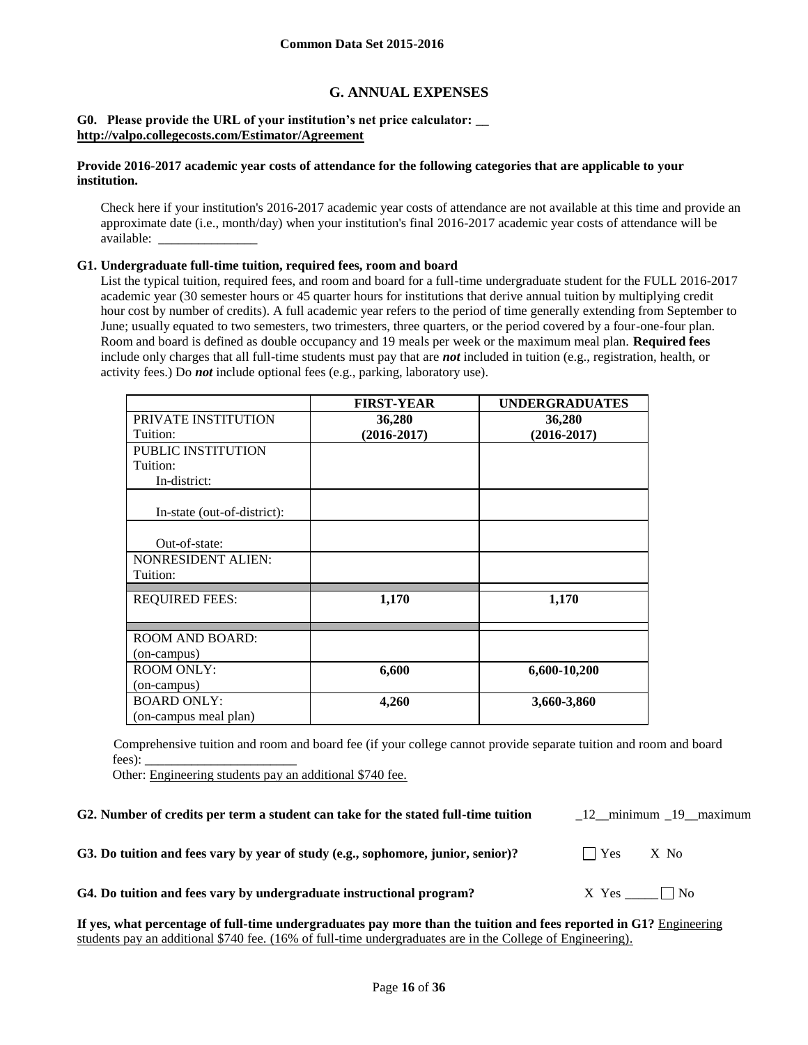**Common Data Set 2015-2016**

## G. ANNUAL EXPENSES

**G0. Please provide the URL of your institution's net price calculator: __ http://valpo.collegecosts.com/Estimator/Agreement**

**Provide 2016-2017 academic year costs of attendance for the following categories that are applicable to your institution.**

Check here if your institution's 2016-2017 academic year costs of attendance are not available at this time and provide an approximate date (i.e., month/day) when your institution's final 2016-2017 academic year costs of attendance will be available: _______________

**G1. Undergraduate full-time tuition, required fees, room and board**

List the typical tuition, required fees, and room and board for a full-time undergraduate student for the FULL 2016-2017 academic year (30 semester hours or 45 quarter hours for institutions that derive annual tuition by multiplying credit hour cost by number of credits). A full academic year refers to the period of time generally extending from September to June; usually equated to two semesters, two trimesters, three quarters, or the period covered by a four-one-four plan. Room and board is defined as double occupancy and 19 meals per week or the maximum meal plan. **Required fees** include only charges that all full-time students must pay that are ***not*** included in tuition (e.g., registration, health, or activity fees.) Do ***not*** include optional fees (e.g., parking, laboratory use).

| | FIRST-YEAR | UNDERGRADUATES |
|---|---|---|
| PRIVATE INSTITUTION Tuition: | **36,280 (2016-2017)** | **36,280 (2016-2017)** |
| PUBLIC INSTITUTION Tuition: In-district: | | |
| In-state (out-of-district): | | |
| Out-of-state: | | |
| NONRESIDENT ALIEN: Tuition: | | |
| REQUIRED FEES: | **1,170** | **1,170** |
| ROOM AND BOARD: (on-campus) | | |
| ROOM ONLY: (on-campus) | **6,600** | **6,600-10,200** |
| BOARD ONLY: (on-campus meal plan) | **4,260** | **3,660-3,860** |

Comprehensive tuition and room and board fee (if your college cannot provide separate tuition and room and board fees): _______________________

Other: Engineering students pay an additional $740 fee.

**G2. Number of credits per term a student can take for the stated full-time tuition** _12__minimum _19__maximum

**G3. Do tuition and fees vary by year of study (e.g., sophomore, junior, senior)?** ☐ Yes X No

**G4. Do tuition and fees vary by undergraduate instructional program?** X Yes _____ ☐ No

**If yes, what percentage of full-time undergraduates pay more than the tuition and fees reported in G1?** Engineering students pay an additional $740 fee. (16% of full-time undergraduates are in the College of Engineering).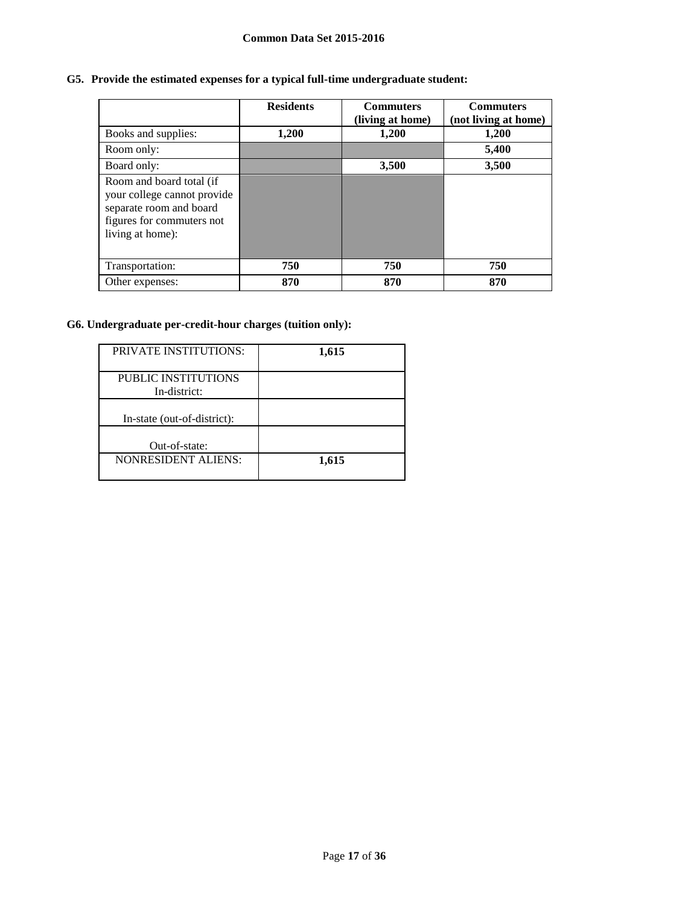**G5. Provide the estimated expenses for a typical full-time undergraduate student:**

| | Residents | Commuters (living at home) | Commuters (not living at home) |
|---|---|---|---|
| Books and supplies: | **1,200** | **1,200** | **1,200** |
| Room only: | | | **5,400** |
| Board only: | | **3,500** | **3,500** |
| Room and board total (if your college cannot provide separate room and board figures for commuters not living at home): | | | |
| Transportation: | **750** | **750** | **750** |
| Other expenses: | **870** | **870** | **870** |

**G6. Undergraduate per-credit-hour charges (tuition only):**

| | |
|---|---|
| PRIVATE INSTITUTIONS: | **1,615** |
| PUBLIC INSTITUTIONS In-district: | |
| In-state (out-of-district): | |
| Out-of-state: | |
| NONRESIDENT ALIENS: | **1,615** |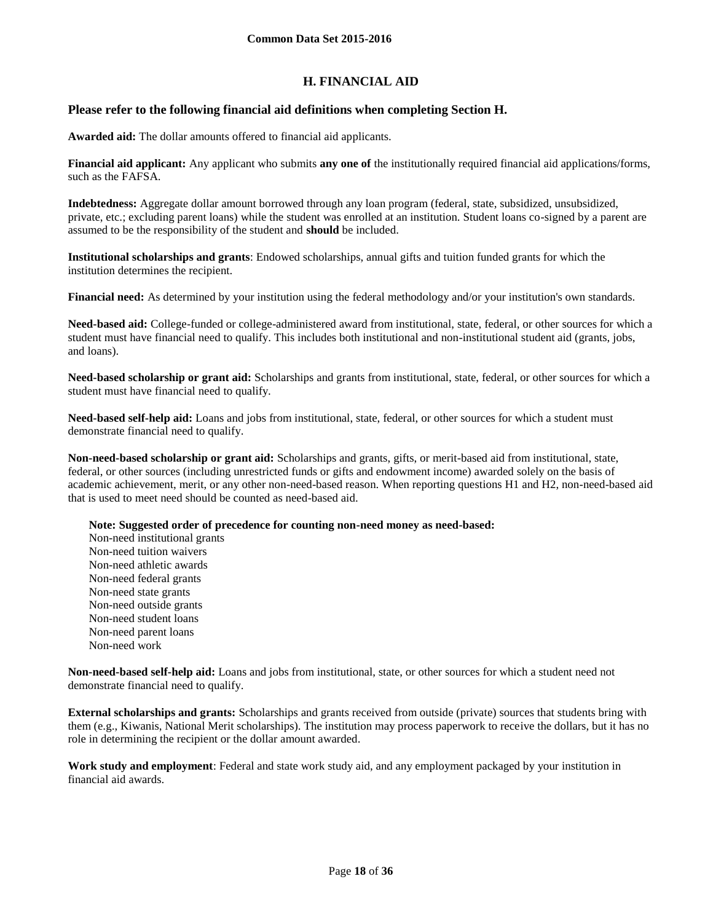# H. FINANCIAL AID

## Please refer to the following financial aid definitions when completing Section H.

**Awarded aid:** The dollar amounts offered to financial aid applicants.

**Financial aid applicant:** Any applicant who submits **any one of** the institutionally required financial aid applications/forms, such as the FAFSA.

**Indebtedness:** Aggregate dollar amount borrowed through any loan program (federal, state, subsidized, unsubsidized, private, etc.; excluding parent loans) while the student was enrolled at an institution. Student loans co-signed by a parent are assumed to be the responsibility of the student and **should** be included.

**Institutional scholarships and grants**: Endowed scholarships, annual gifts and tuition funded grants for which the institution determines the recipient.

**Financial need:** As determined by your institution using the federal methodology and/or your institution's own standards.

**Need-based aid:** College-funded or college-administered award from institutional, state, federal, or other sources for which a student must have financial need to qualify. This includes both institutional and non-institutional student aid (grants, jobs, and loans).

**Need-based scholarship or grant aid:** Scholarships and grants from institutional, state, federal, or other sources for which a student must have financial need to qualify.

**Need-based self-help aid:** Loans and jobs from institutional, state, federal, or other sources for which a student must demonstrate financial need to qualify.

**Non-need-based scholarship or grant aid:** Scholarships and grants, gifts, or merit-based aid from institutional, state, federal, or other sources (including unrestricted funds or gifts and endowment income) awarded solely on the basis of academic achievement, merit, or any other non-need-based reason. When reporting questions H1 and H2, non-need-based aid that is used to meet need should be counted as need-based aid.

**Note: Suggested order of precedence for counting non-need money as need-based:**
Non-need institutional grants
Non-need tuition waivers
Non-need athletic awards
Non-need federal grants
Non-need state grants
Non-need outside grants
Non-need student loans
Non-need parent loans
Non-need work

**Non-need-based self-help aid:** Loans and jobs from institutional, state, or other sources for which a student need not demonstrate financial need to qualify.

**External scholarships and grants:** Scholarships and grants received from outside (private) sources that students bring with them (e.g., Kiwanis, National Merit scholarships). The institution may process paperwork to receive the dollars, but it has no role in determining the recipient or the dollar amount awarded.

**Work study and employment**: Federal and state work study aid, and any employment packaged by your institution in financial aid awards.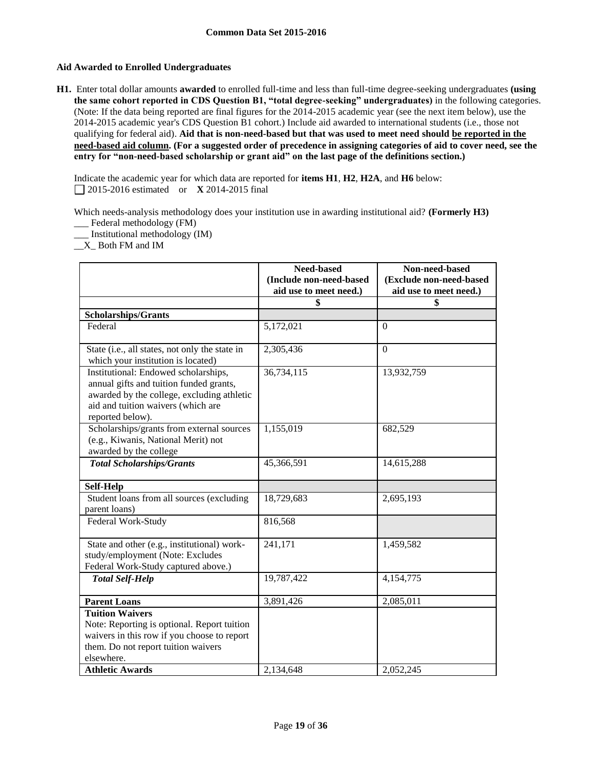**Aid Awarded to Enrolled Undergraduates**

**H1.** Enter total dollar amounts **awarded** to enrolled full-time and less than full-time degree-seeking undergraduates **(using the same cohort reported in CDS Question B1, "total degree-seeking" undergraduates)** in the following categories. (Note: If the data being reported are final figures for the 2014-2015 academic year (see the next item below), use the 2014-2015 academic year's CDS Question B1 cohort.) Include aid awarded to international students (i.e., those not qualifying for federal aid). **Aid that is non-need-based but that was used to meet need should be reported in the need-based aid column. (For a suggested order of precedence in assigning categories of aid to cover need, see the entry for "non-need-based scholarship or grant aid" on the last page of the definitions section.)**

Indicate the academic year for which data are reported for **items H1**, **H2**, **H2A**, and **H6** below:
☐ 2015-2016 estimated or **X** 2014-2015 final

Which needs-analysis methodology does your institution use in awarding institutional aid? **(Formerly H3)**
___ Federal methodology (FM)
___ Institutional methodology (IM)
__X_ Both FM and IM

| | Need-based (Include non-need-based aid use to meet need.) | Non-need-based (Exclude non-need-based aid use to meet need.) |
|---|---|---|
| | $ | $ |
| **Scholarships/Grants** | | |
| Federal | 5,172,021 | 0 |
| State (i.e., all states, not only the state in which your institution is located) | 2,305,436 | 0 |
| Institutional: Endowed scholarships, annual gifts and tuition funded grants, awarded by the college, excluding athletic aid and tuition waivers (which are reported below). | 36,734,115 | 13,932,759 |
| Scholarships/grants from external sources (e.g., Kiwanis, National Merit) not awarded by the college | 1,155,019 | 682,529 |
| ***Total Scholarships/Grants*** | 45,366,591 | 14,615,288 |
| **Self-Help** | | |
| Student loans from all sources (excluding parent loans) | 18,729,683 | 2,695,193 |
| Federal Work-Study | 816,568 | |
| State and other (e.g., institutional) work-study/employment (Note: Excludes Federal Work-Study captured above.) | 241,171 | 1,459,582 |
| ***Total Self-Help*** | 19,787,422 | 4,154,775 |
| **Parent Loans** | 3,891,426 | 2,085,011 |
| **Tuition Waivers** Note: Reporting is optional. Report tuition waivers in this row if you choose to report them. Do not report tuition waivers elsewhere. | | |
| **Athletic Awards** | 2,134,648 | 2,052,245 |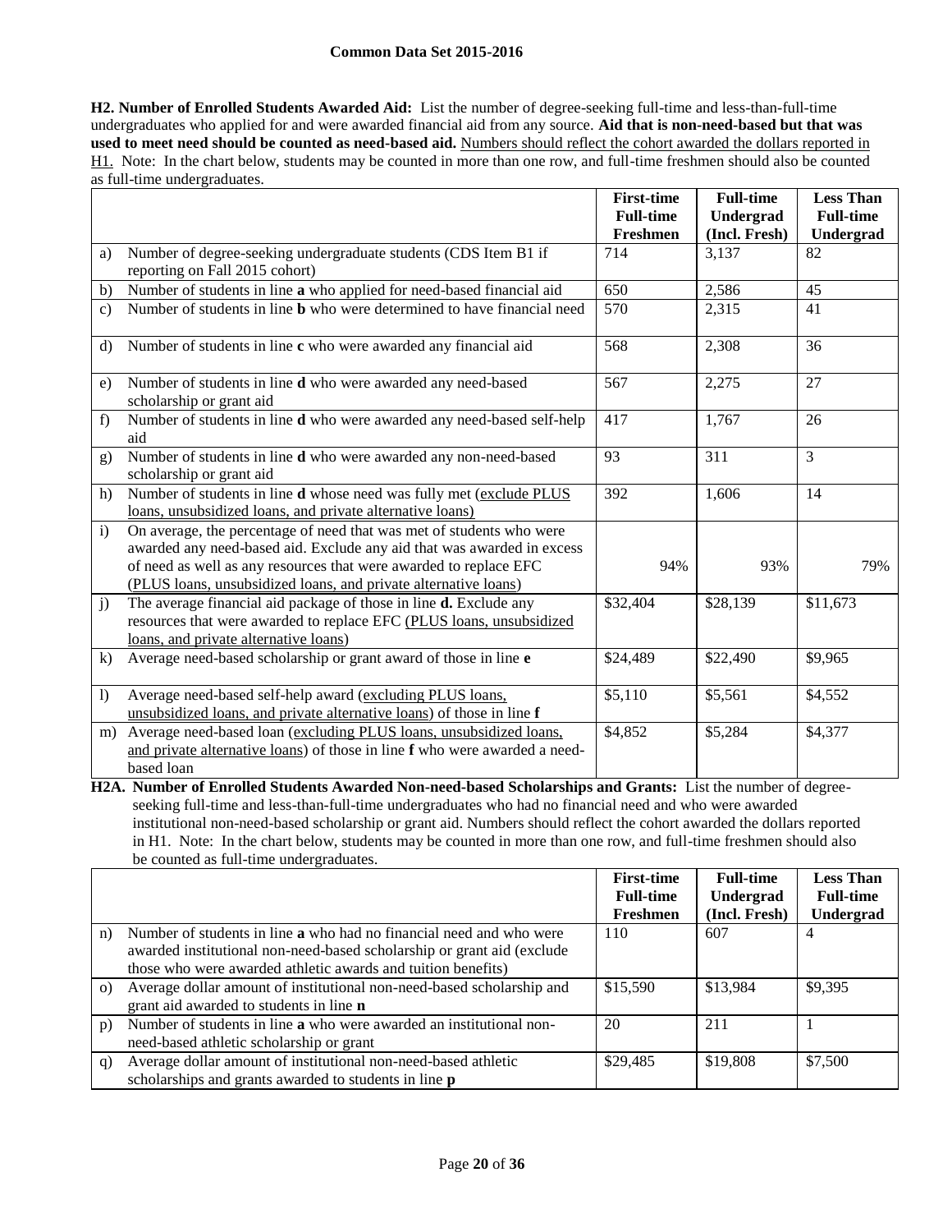**H2. Number of Enrolled Students Awarded Aid:** List the number of degree-seeking full-time and less-than-full-time undergraduates who applied for and were awarded financial aid from any source. **Aid that is non-need-based but that was used to meet need should be counted as need-based aid.** Numbers should reflect the cohort awarded the dollars reported in H1. Note: In the chart below, students may be counted in more than one row, and full-time freshmen should also be counted as full-time undergraduates.

| | | First-time Full-time Freshmen | Full-time Undergrad (Incl. Fresh) | Less Than Full-time Undergrad |
|---|---|---|---|---|
| a) | Number of degree-seeking undergraduate students (CDS Item B1 if reporting on Fall 2015 cohort) | 714 | 3,137 | 82 |
| b) | Number of students in line **a** who applied for need-based financial aid | 650 | 2,586 | 45 |
| c) | Number of students in line **b** who were determined to have financial need | 570 | 2,315 | 41 |
| d) | Number of students in line **c** who were awarded any financial aid | 568 | 2,308 | 36 |
| e) | Number of students in line **d** who were awarded any need-based scholarship or grant aid | 567 | 2,275 | 27 |
| f) | Number of students in line **d** who were awarded any need-based self-help aid | 417 | 1,767 | 26 |
| g) | Number of students in line **d** who were awarded any non-need-based scholarship or grant aid | 93 | 311 | 3 |
| h) | Number of students in line **d** whose need was fully met (exclude PLUS loans, unsubsidized loans, and private alternative loans) | 392 | 1,606 | 14 |
| i) | On average, the percentage of need that was met of students who were awarded any need-based aid. Exclude any aid that was awarded in excess of need as well as any resources that were awarded to replace EFC (PLUS loans, unsubsidized loans, and private alternative loans) | 94% | 93% | 79% |
| j) | The average financial aid package of those in line **d.** Exclude any resources that were awarded to replace EFC (PLUS loans, unsubsidized loans, and private alternative loans) | $32,404 | $28,139 | $11,673 |
| k) | Average need-based scholarship or grant award of those in line **e** | $24,489 | $22,490 | $9,965 |
| l) | Average need-based self-help award (excluding PLUS loans, unsubsidized loans, and private alternative loans) of those in line **f** | $5,110 | $5,561 | $4,552 |
| m) | Average need-based loan (excluding PLUS loans, unsubsidized loans, and private alternative loans) of those in line **f** who were awarded a need-based loan | $4,852 | $5,284 | $4,377 |

**H2A. Number of Enrolled Students Awarded Non-need-based Scholarships and Grants:** List the number of degree-seeking full-time and less-than-full-time undergraduates who had no financial need and who were awarded institutional non-need-based scholarship or grant aid. Numbers should reflect the cohort awarded the dollars reported in H1. Note: In the chart below, students may be counted in more than one row, and full-time freshmen should also be counted as full-time undergraduates.

| | | First-time Full-time Freshmen | Full-time Undergrad (Incl. Fresh) | Less Than Full-time Undergrad |
|---|---|---|---|---|
| n) | Number of students in line **a** who had no financial need and who were awarded institutional non-need-based scholarship or grant aid (exclude those who were awarded athletic awards and tuition benefits) | 110 | 607 | 4 |
| o) | Average dollar amount of institutional non-need-based scholarship and grant aid awarded to students in line **n** | $15,590 | $13,984 | $9,395 |
| p) | Number of students in line **a** who were awarded an institutional non-need-based athletic scholarship or grant | 20 | 211 | 1 |
| q) | Average dollar amount of institutional non-need-based athletic scholarships and grants awarded to students in line **p** | $29,485 | $19,808 | $7,500 |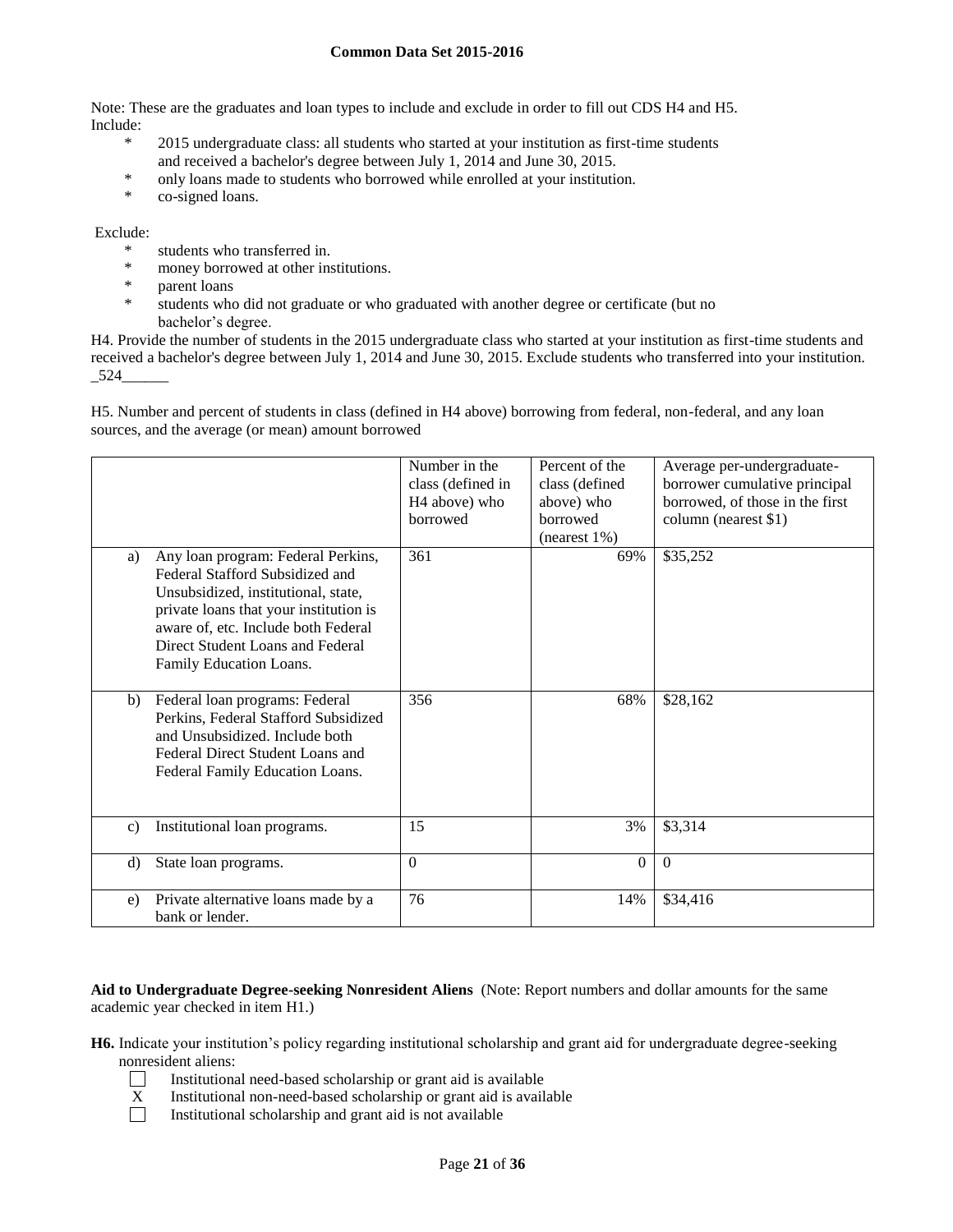Note: These are the graduates and loan types to include and exclude in order to fill out CDS H4 and H5.
Include:

* 2015 undergraduate class: all students who started at your institution as first-time students and received a bachelor's degree between July 1, 2014 and June 30, 2015.
* only loans made to students who borrowed while enrolled at your institution.
* co-signed loans.

Exclude:

* students who transferred in.
* money borrowed at other institutions.
* parent loans
* students who did not graduate or who graduated with another degree or certificate (but no bachelor's degree.

H4. Provide the number of students in the 2015 undergraduate class who started at your institution as first-time students and received a bachelor's degree between July 1, 2014 and June 30, 2015. Exclude students who transferred into your institution. _524______

H5. Number and percent of students in class (defined in H4 above) borrowing from federal, non-federal, and any loan sources, and the average (or mean) amount borrowed

| | Number in the class (defined in H4 above) who borrowed | Percent of the class (defined above) who borrowed (nearest 1%) | Average per-undergraduate-borrower cumulative principal borrowed, of those in the first column (nearest $1) |
|---|---|---|---|
| a) Any loan program: Federal Perkins, Federal Stafford Subsidized and Unsubsidized, institutional, state, private loans that your institution is aware of, etc. Include both Federal Direct Student Loans and Federal Family Education Loans. | 361 | 69% | $35,252 |
| b) Federal loan programs: Federal Perkins, Federal Stafford Subsidized and Unsubsidized. Include both Federal Direct Student Loans and Federal Family Education Loans. | 356 | 68% | $28,162 |
| c) Institutional loan programs. | 15 | 3% | $3,314 |
| d) State loan programs. | 0 | 0 | 0 |
| e) Private alternative loans made by a bank or lender. | 76 | 14% | $34,416 |

**Aid to Undergraduate Degree-seeking Nonresident Aliens** (Note: Report numbers and dollar amounts for the same academic year checked in item H1.)

**H6.** Indicate your institution's policy regarding institutional scholarship and grant aid for undergraduate degree-seeking nonresident aliens:

☐ Institutional need-based scholarship or grant aid is available
X Institutional non-need-based scholarship or grant aid is available
☐ Institutional scholarship and grant aid is not available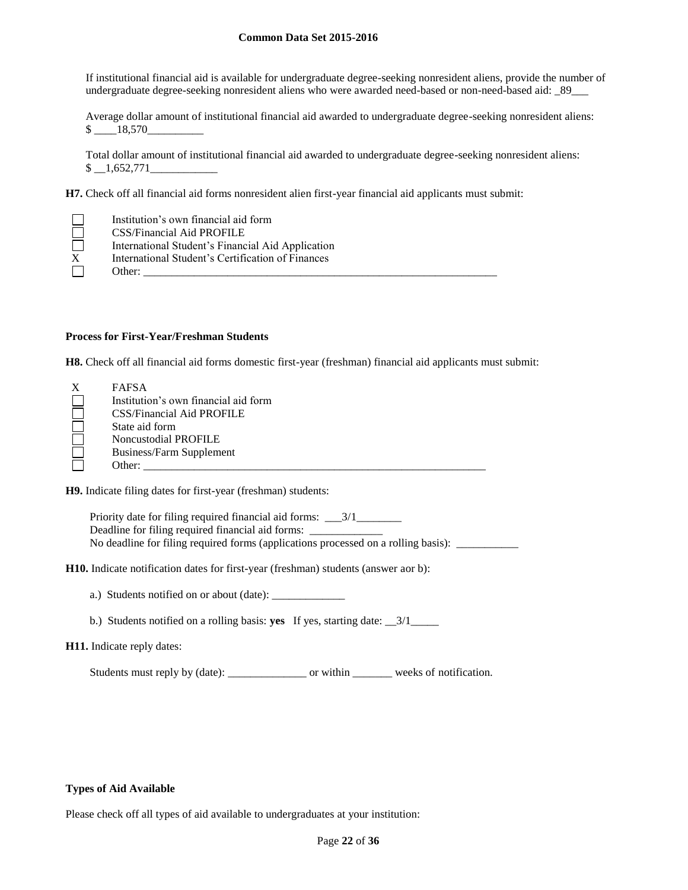If institutional financial aid is available for undergraduate degree-seeking nonresident aliens, provide the number of undergraduate degree-seeking nonresident aliens who were awarded need-based or non-need-based aid: _89___

Average dollar amount of institutional financial aid awarded to undergraduate degree-seeking nonresident aliens: $ ____18,570__________

Total dollar amount of institutional financial aid awarded to undergraduate degree-seeking nonresident aliens: $ __1,652,771____________

**H7.** Check off all financial aid forms nonresident alien first-year financial aid applicants must submit:

- [ ] Institution's own financial aid form
- [ ] CSS/Financial Aid PROFILE
- [ ] International Student's Financial Aid Application
- X International Student's Certification of Finances
- [ ] Other: ________________________________________________________________

**Process for First-Year/Freshman Students**

**H8.** Check off all financial aid forms domestic first-year (freshman) financial aid applicants must submit:

- X FAFSA
- [ ] Institution's own financial aid form
- [ ] CSS/Financial Aid PROFILE
- [ ] State aid form
- [ ] Noncustodial PROFILE
- [ ] Business/Farm Supplement
- [ ] Other: ______________________________________________________________

**H9.** Indicate filing dates for first-year (freshman) students:

Priority date for filing required financial aid forms: ___3/1________
Deadline for filing required financial aid forms: _____________
No deadline for filing required forms (applications processed on a rolling basis): ___________

**H10.** Indicate notification dates for first-year (freshman) students (answer aor b):

a.) Students notified on or about (date): _____________

b.) Students notified on a rolling basis: **yes** If yes, starting date: __3/1_____

**H11.** Indicate reply dates:

Students must reply by (date): ______________ or within _______ weeks of notification.

**Types of Aid Available**

Please check off all types of aid available to undergraduates at your institution: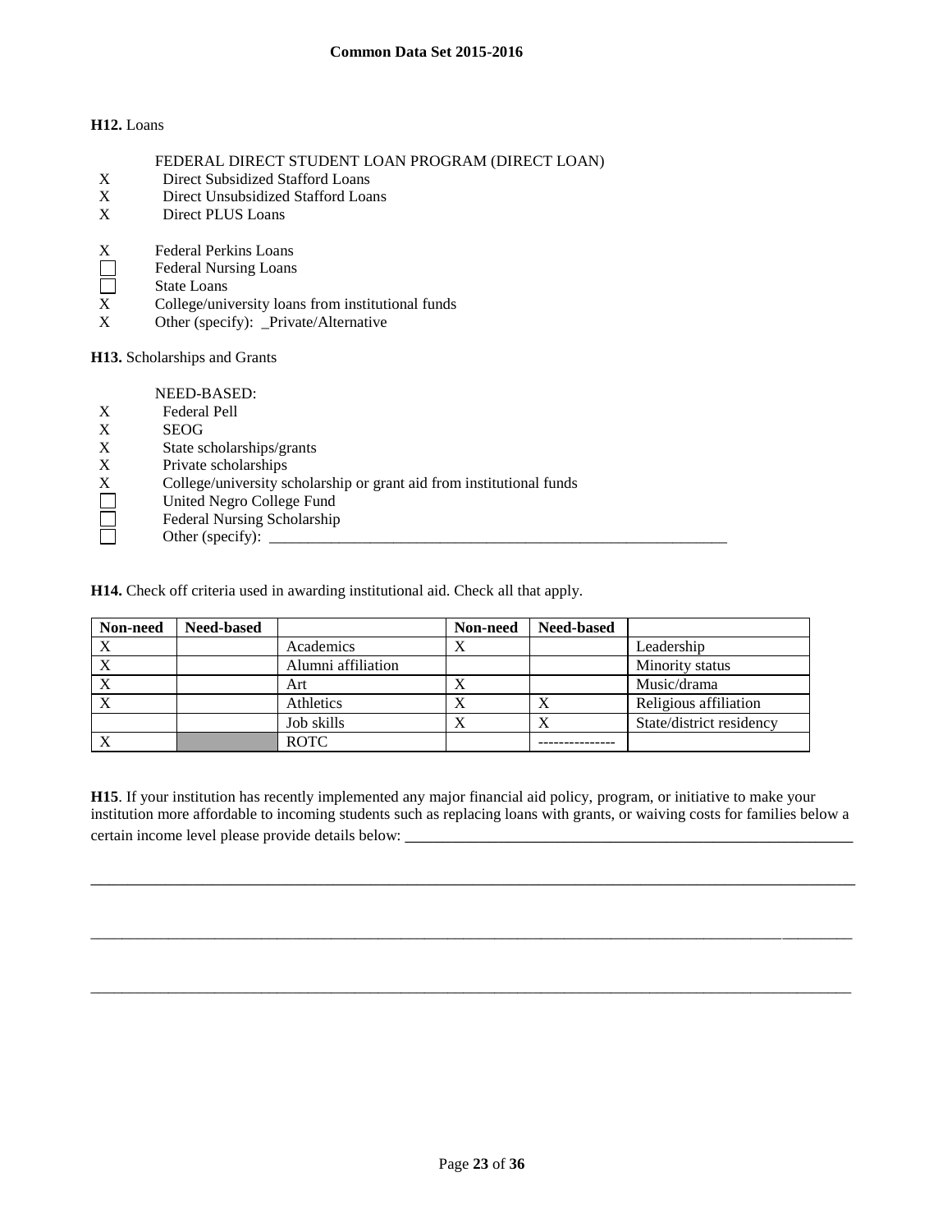**H12.** Loans

FEDERAL DIRECT STUDENT LOAN PROGRAM (DIRECT LOAN)

- X Direct Subsidized Stafford Loans
- X Direct Unsubsidized Stafford Loans
- X Direct PLUS Loans

- X Federal Perkins Loans
- ☐ Federal Nursing Loans
- ☐ State Loans
- X College/university loans from institutional funds
- X Other (specify): _Private/Alternative

**H13.** Scholarships and Grants

NEED-BASED:

- X Federal Pell
- X SEOG
- X State scholarships/grants
- X Private scholarships
- X College/university scholarship or grant aid from institutional funds
- ☐ United Negro College Fund
- ☐ Federal Nursing Scholarship
- ☐ Other (specify): ___________________________________________________________

**H14.** Check off criteria used in awarding institutional aid. Check all that apply.

| Non-need | Need-based | | Non-need | Need-based | |
|---|---|---|---|---|---|
| X | | Academics | X | | Leadership |
| X | | Alumni affiliation | | | Minority status |
| X | | Art | X | | Music/drama |
| X | | Athletics | X | X | Religious affiliation |
| | | Job skills | X | X | State/district residency |
| X | | ROTC | | --------------- | |

**H15**. If your institution has recently implemented any major financial aid policy, program, or initiative to make your institution more affordable to incoming students such as replacing loans with grants, or waiving costs for families below a certain income level please provide details below: ___________________________________________________________

_____________________________________________________________________________________________________

_____________________________________________________________________________________________________

_____________________________________________________________________________________________________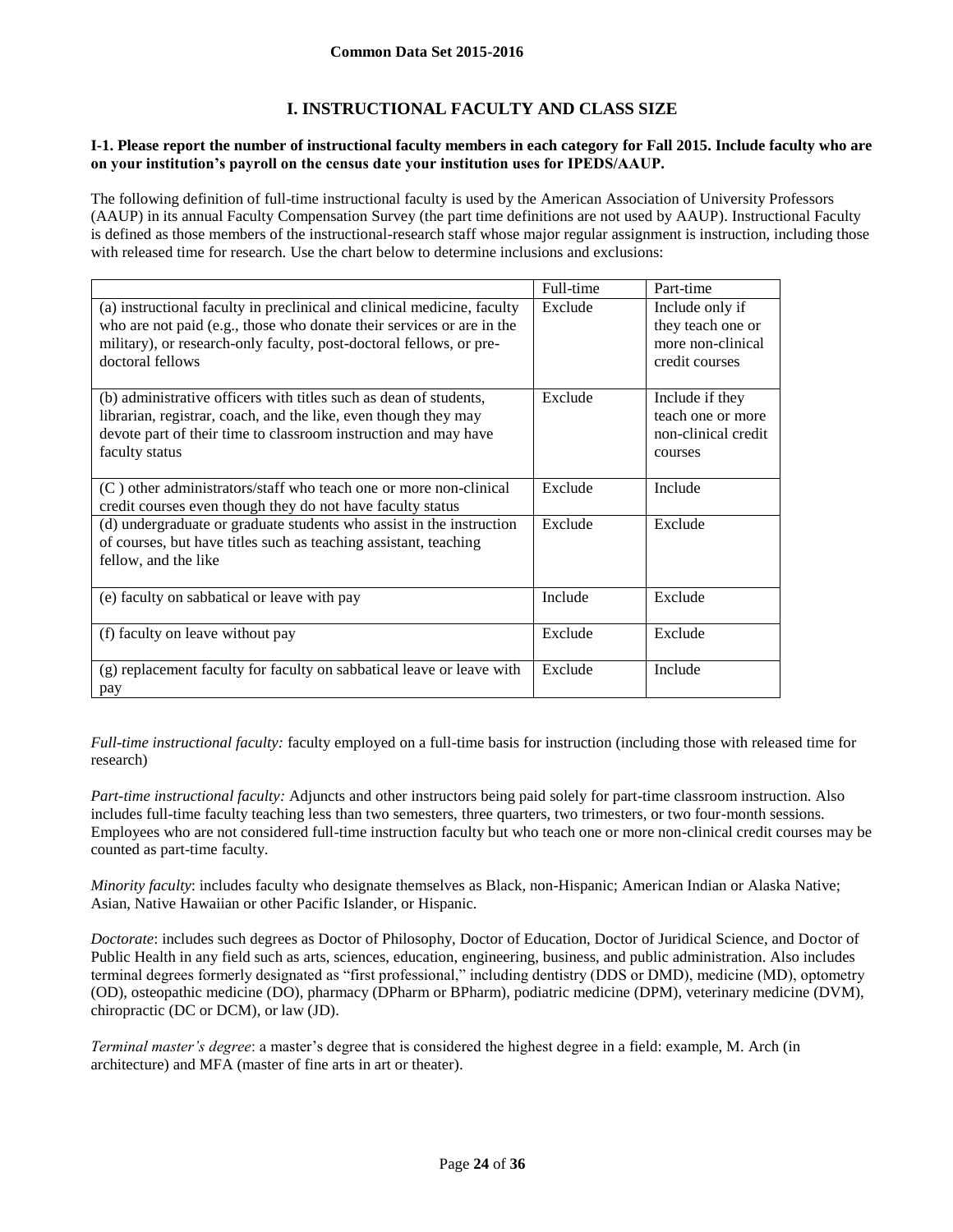# I. INSTRUCTIONAL FACULTY AND CLASS SIZE

**I-1. Please report the number of instructional faculty members in each category for Fall 2015. Include faculty who are on your institution's payroll on the census date your institution uses for IPEDS/AAUP.**

The following definition of full-time instructional faculty is used by the American Association of University Professors (AAUP) in its annual Faculty Compensation Survey (the part time definitions are not used by AAUP). Instructional Faculty is defined as those members of the instructional-research staff whose major regular assignment is instruction, including those with released time for research. Use the chart below to determine inclusions and exclusions:

| | Full-time | Part-time |
|---|---|---|
| (a) instructional faculty in preclinical and clinical medicine, faculty who are not paid (e.g., those who donate their services or are in the military), or research-only faculty, post-doctoral fellows, or pre-doctoral fellows | Exclude | Include only if they teach one or more non-clinical credit courses |
| (b) administrative officers with titles such as dean of students, librarian, registrar, coach, and the like, even though they may devote part of their time to classroom instruction and may have faculty status | Exclude | Include if they teach one or more non-clinical credit courses |
| (C ) other administrators/staff who teach one or more non-clinical credit courses even though they do not have faculty status | Exclude | Include |
| (d) undergraduate or graduate students who assist in the instruction of courses, but have titles such as teaching assistant, teaching fellow, and the like | Exclude | Exclude |
| (e) faculty on sabbatical or leave with pay | Include | Exclude |
| (f) faculty on leave without pay | Exclude | Exclude |
| (g) replacement faculty for faculty on sabbatical leave or leave with pay | Exclude | Include |

*Full-time instructional faculty:* faculty employed on a full-time basis for instruction (including those with released time for research)

*Part-time instructional faculty:* Adjuncts and other instructors being paid solely for part-time classroom instruction. Also includes full-time faculty teaching less than two semesters, three quarters, two trimesters, or two four-month sessions. Employees who are not considered full-time instruction faculty but who teach one or more non-clinical credit courses may be counted as part-time faculty.

*Minority faculty*: includes faculty who designate themselves as Black, non-Hispanic; American Indian or Alaska Native; Asian, Native Hawaiian or other Pacific Islander, or Hispanic.

*Doctorate*: includes such degrees as Doctor of Philosophy, Doctor of Education, Doctor of Juridical Science, and Doctor of Public Health in any field such as arts, sciences, education, engineering, business, and public administration. Also includes terminal degrees formerly designated as "first professional," including dentistry (DDS or DMD), medicine (MD), optometry (OD), osteopathic medicine (DO), pharmacy (DPharm or BPharm), podiatric medicine (DPM), veterinary medicine (DVM), chiropractic (DC or DCM), or law (JD).

*Terminal master's degree*: a master's degree that is considered the highest degree in a field: example, M. Arch (in architecture) and MFA (master of fine arts in art or theater).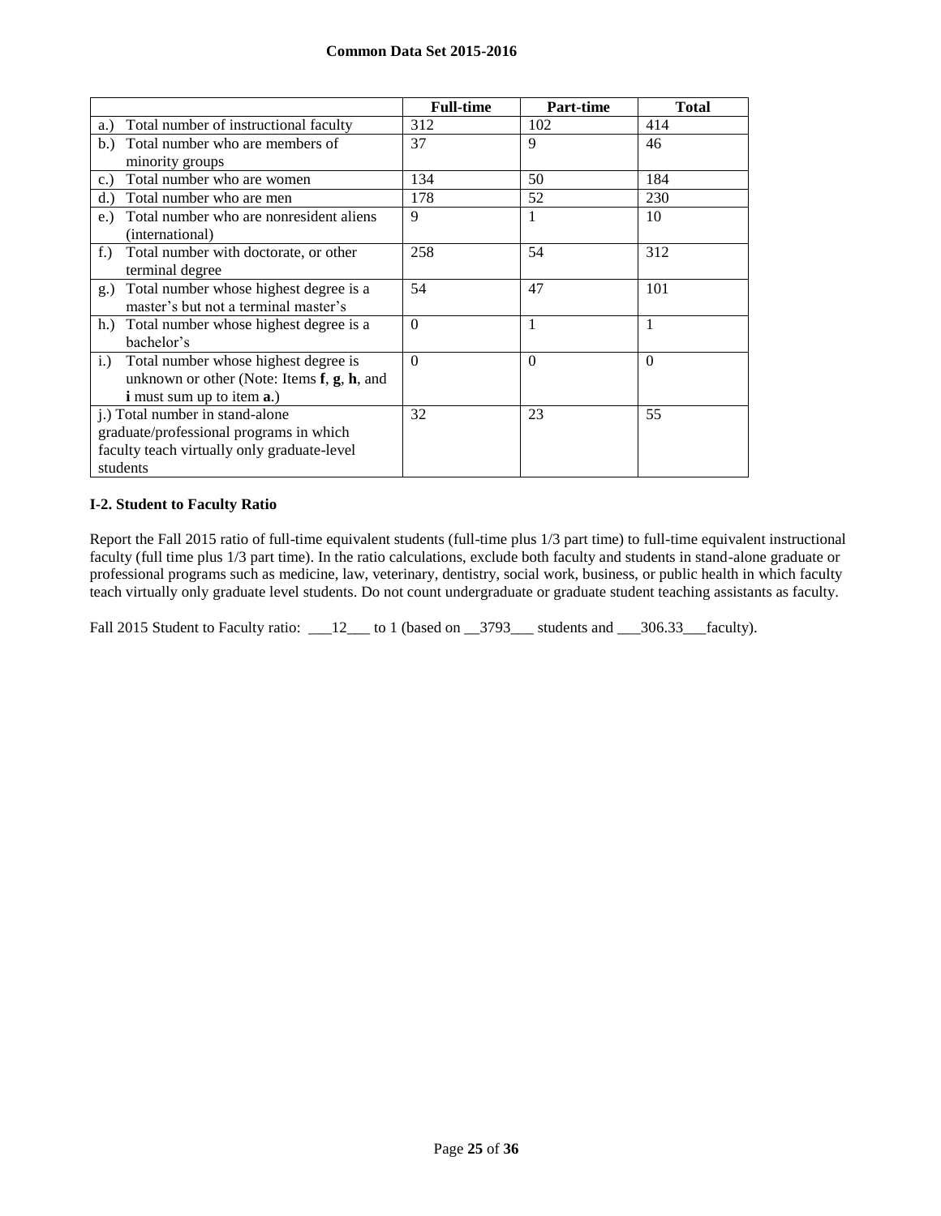| | Full-time | Part-time | Total |
|---|---|---|---|
| a.) Total number of instructional faculty | 312 | 102 | 414 |
| b.) Total number who are members of minority groups | 37 | 9 | 46 |
| c.) Total number who are women | 134 | 50 | 184 |
| d.) Total number who are men | 178 | 52 | 230 |
| e.) Total number who are nonresident aliens (international) | 9 | 1 | 10 |
| f.) Total number with doctorate, or other terminal degree | 258 | 54 | 312 |
| g.) Total number whose highest degree is a master's but not a terminal master's | 54 | 47 | 101 |
| h.) Total number whose highest degree is a bachelor's | 0 | 1 | 1 |
| i.) Total number whose highest degree is unknown or other (Note: Items **f**, **g**, **h**, and **i** must sum up to item **a**.) | 0 | 0 | 0 |
| j.) Total number in stand-alone graduate/professional programs in which faculty teach virtually only graduate-level students | 32 | 23 | 55 |

### I-2. Student to Faculty Ratio

Report the Fall 2015 ratio of full-time equivalent students (full-time plus 1/3 part time) to full-time equivalent instructional faculty (full time plus 1/3 part time). In the ratio calculations, exclude both faculty and students in stand-alone graduate or professional programs such as medicine, law, veterinary, dentistry, social work, business, or public health in which faculty teach virtually only graduate level students. Do not count undergraduate or graduate student teaching assistants as faculty.

Fall 2015 Student to Faculty ratio: \_\_\_12\_\_\_ to 1 (based on \_\_3793\_\_\_ students and \_\_\_306.33\_\_\_faculty).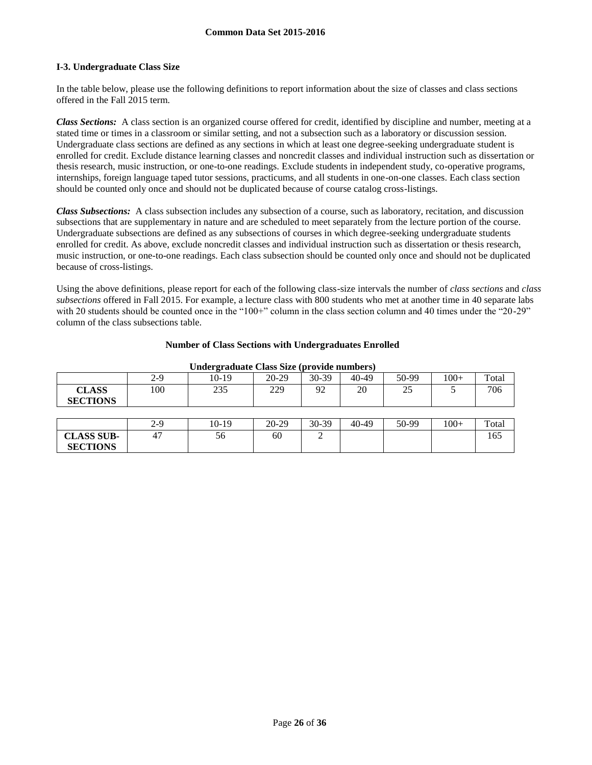### I-3. Undergraduate Class Size

In the table below, please use the following definitions to report information about the size of classes and class sections offered in the Fall 2015 term.

***Class Sections:*** A class section is an organized course offered for credit, identified by discipline and number, meeting at a stated time or times in a classroom or similar setting, and not a subsection such as a laboratory or discussion session. Undergraduate class sections are defined as any sections in which at least one degree-seeking undergraduate student is enrolled for credit. Exclude distance learning classes and noncredit classes and individual instruction such as dissertation or thesis research, music instruction, or one-to-one readings. Exclude students in independent study, co-operative programs, internships, foreign language taped tutor sessions, practicums, and all students in one-on-one classes. Each class section should be counted only once and should not be duplicated because of course catalog cross-listings.

***Class Subsections:*** A class subsection includes any subsection of a course, such as laboratory, recitation, and discussion subsections that are supplementary in nature and are scheduled to meet separately from the lecture portion of the course. Undergraduate subsections are defined as any subsections of courses in which degree-seeking undergraduate students enrolled for credit. As above, exclude noncredit classes and individual instruction such as dissertation or thesis research, music instruction, or one-to-one readings. Each class subsection should be counted only once and should not be duplicated because of cross-listings.

Using the above definitions, please report for each of the following class-size intervals the number of *class sections* and *class subsections* offered in Fall 2015. For example, a lecture class with 800 students who met at another time in 40 separate labs with 20 students should be counted once in the "100+" column in the class section column and 40 times under the "20-29" column of the class subsections table.

**Number of Class Sections with Undergraduates Enrolled**

**Undergraduate Class Size (provide numbers)**

| | 2-9 | 10-19 | 20-29 | 30-39 | 40-49 | 50-99 | 100+ | Total |
|---|---|---|---|---|---|---|---|---|
| **CLASS SECTIONS** | 100 | 235 | 229 | 92 | 20 | 25 | 5 | 706 |

| | 2-9 | 10-19 | 20-29 | 30-39 | 40-49 | 50-99 | 100+ | Total |
|---|---|---|---|---|---|---|---|---|
| **CLASS SUB-SECTIONS** | 47 | 56 | 60 | 2 | | | | 165 |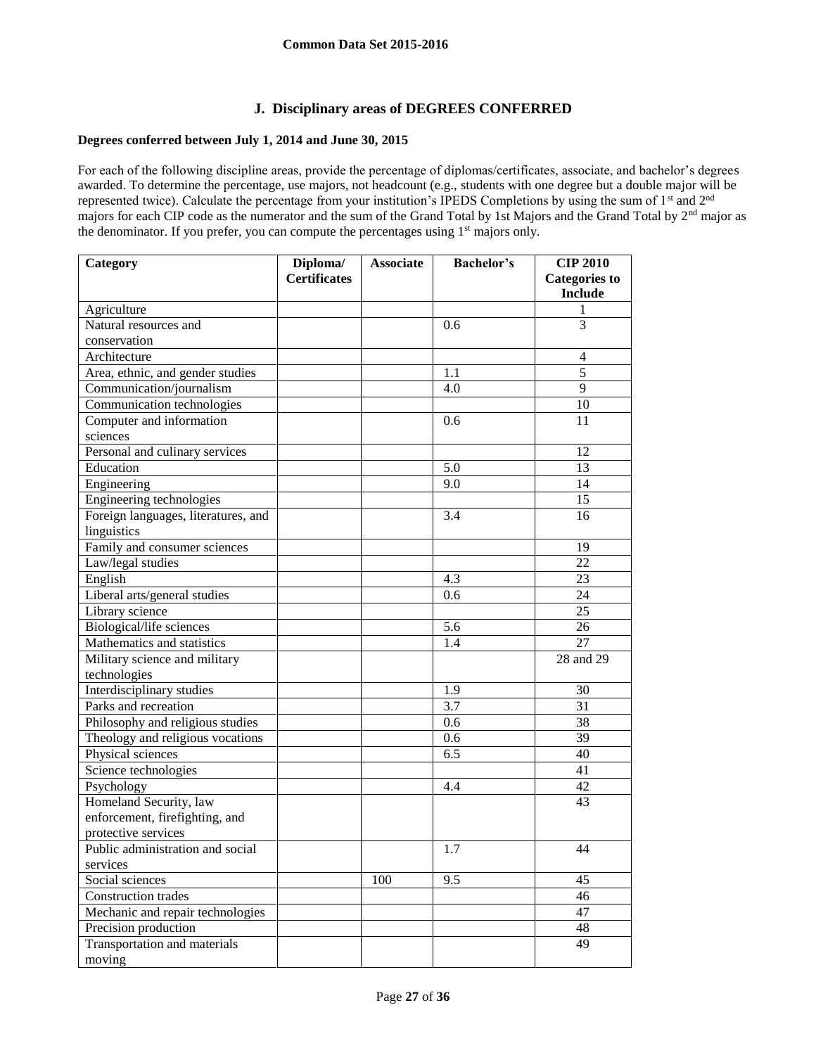## J. Disciplinary areas of DEGREES CONFERRED

**Degrees conferred between July 1, 2014 and June 30, 2015**

For each of the following discipline areas, provide the percentage of diplomas/certificates, associate, and bachelor's degrees awarded. To determine the percentage, use majors, not headcount (e.g., students with one degree but a double major will be represented twice). Calculate the percentage from your institution's IPEDS Completions by using the sum of 1st and 2nd majors for each CIP code as the numerator and the sum of the Grand Total by 1st Majors and the Grand Total by 2nd major as the denominator. If you prefer, you can compute the percentages using 1st majors only.

| Category | Diploma/ Certificates | Associate | Bachelor's | CIP 2010 Categories to Include |
|---|---|---|---|---|
| Agriculture | | | | 1 |
| Natural resources and conservation | | | 0.6 | 3 |
| Architecture | | | | 4 |
| Area, ethnic, and gender studies | | | 1.1 | 5 |
| Communication/journalism | | | 4.0 | 9 |
| Communication technologies | | | | 10 |
| Computer and information sciences | | | 0.6 | 11 |
| Personal and culinary services | | | | 12 |
| Education | | | 5.0 | 13 |
| Engineering | | | 9.0 | 14 |
| Engineering technologies | | | | 15 |
| Foreign languages, literatures, and linguistics | | | 3.4 | 16 |
| Family and consumer sciences | | | | 19 |
| Law/legal studies | | | | 22 |
| English | | | 4.3 | 23 |
| Liberal arts/general studies | | | 0.6 | 24 |
| Library science | | | | 25 |
| Biological/life sciences | | | 5.6 | 26 |
| Mathematics and statistics | | | 1.4 | 27 |
| Military science and military technologies | | | | 28 and 29 |
| Interdisciplinary studies | | | 1.9 | 30 |
| Parks and recreation | | | 3.7 | 31 |
| Philosophy and religious studies | | | 0.6 | 38 |
| Theology and religious vocations | | | 0.6 | 39 |
| Physical sciences | | | 6.5 | 40 |
| Science technologies | | | | 41 |
| Psychology | | | 4.4 | 42 |
| Homeland Security, law enforcement, firefighting, and protective services | | | | 43 |
| Public administration and social services | | | 1.7 | 44 |
| Social sciences | | 100 | 9.5 | 45 |
| Construction trades | | | | 46 |
| Mechanic and repair technologies | | | | 47 |
| Precision production | | | | 48 |
| Transportation and materials moving | | | | 49 |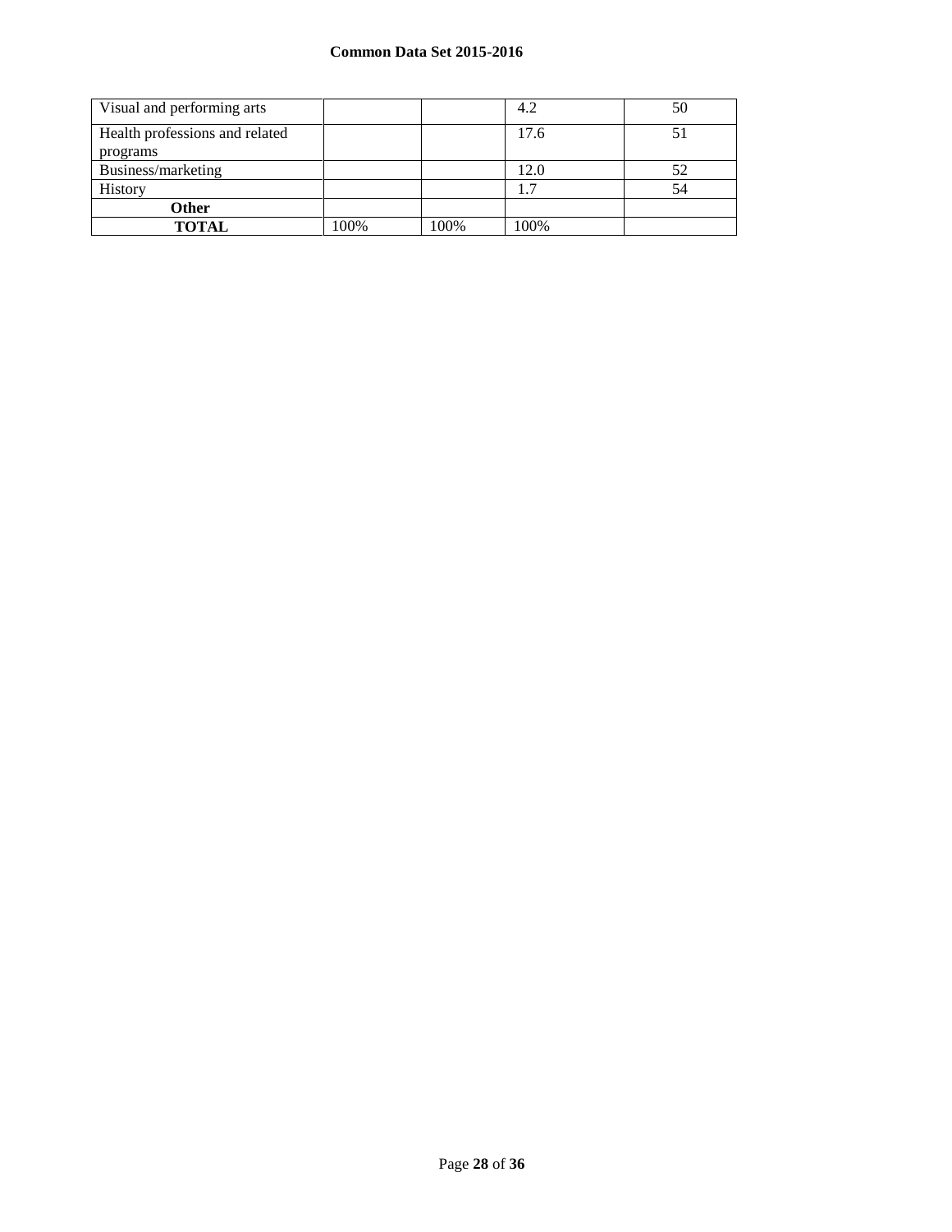| Visual and performing arts | | | 4.2 | 50 |
|---|---|---|---|---|
| Health professions and related programs | | | 17.6 | 51 |
| Business/marketing | | | 12.0 | 52 |
| History | | | 1.7 | 54 |
| **Other** | | | | |
| **TOTAL** | 100% | 100% | 100% | |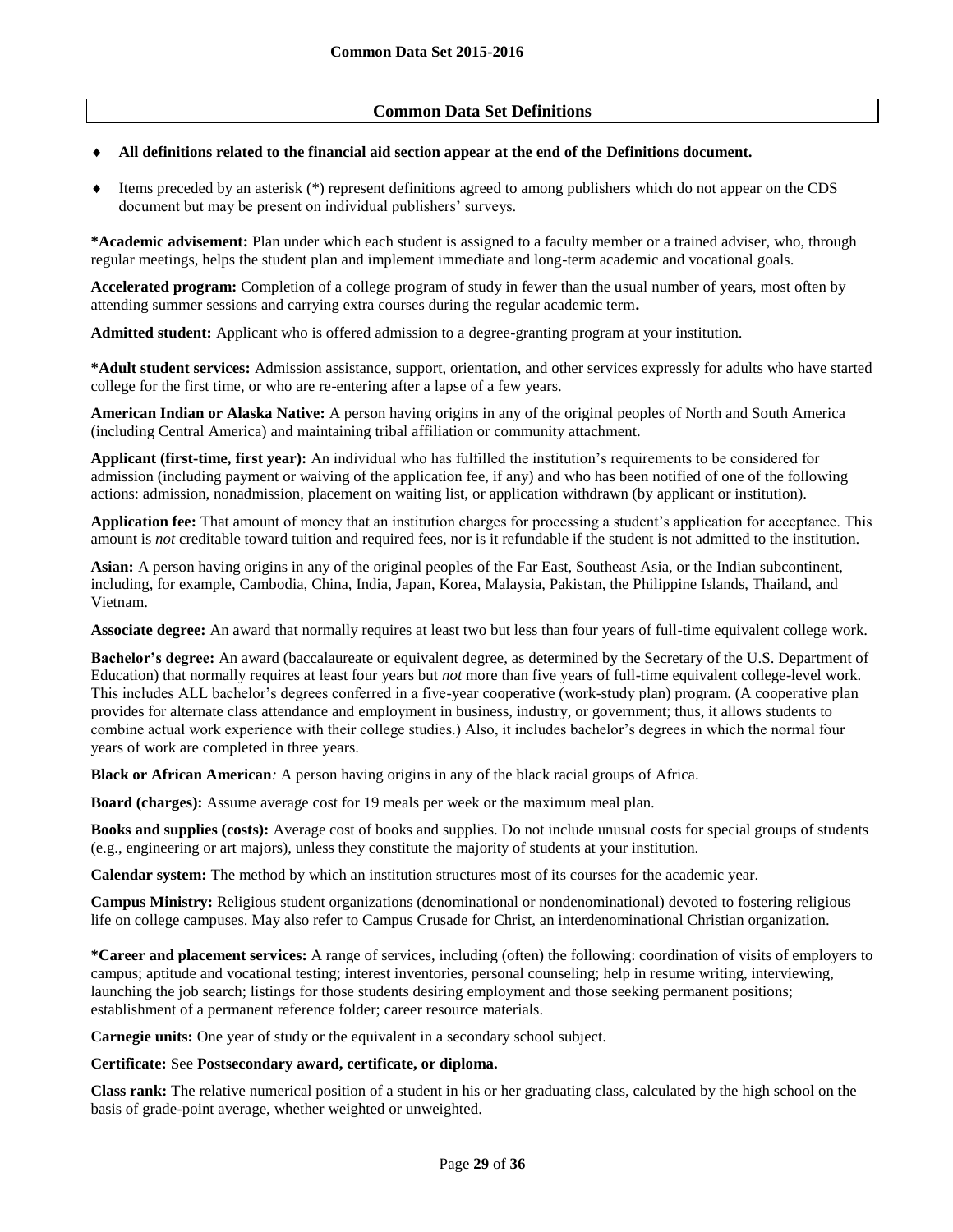## Common Data Set Definitions

- **All definitions related to the financial aid section appear at the end of the Definitions document.**
- Items preceded by an asterisk (*) represent definitions agreed to among publishers which do not appear on the CDS document but may be present on individual publishers' surveys.

**\*Academic advisement:** Plan under which each student is assigned to a faculty member or a trained adviser, who, through regular meetings, helps the student plan and implement immediate and long-term academic and vocational goals.

**Accelerated program:** Completion of a college program of study in fewer than the usual number of years, most often by attending summer sessions and carrying extra courses during the regular academic term**.**

**Admitted student:** Applicant who is offered admission to a degree-granting program at your institution.

**\*Adult student services:** Admission assistance, support, orientation, and other services expressly for adults who have started college for the first time, or who are re-entering after a lapse of a few years.

**American Indian or Alaska Native:** A person having origins in any of the original peoples of North and South America (including Central America) and maintaining tribal affiliation or community attachment.

**Applicant (first-time, first year):** An individual who has fulfilled the institution's requirements to be considered for admission (including payment or waiving of the application fee, if any) and who has been notified of one of the following actions: admission, nonadmission, placement on waiting list, or application withdrawn (by applicant or institution).

**Application fee:** That amount of money that an institution charges for processing a student's application for acceptance. This amount is *not* creditable toward tuition and required fees, nor is it refundable if the student is not admitted to the institution.

**Asian:** A person having origins in any of the original peoples of the Far East, Southeast Asia, or the Indian subcontinent, including, for example, Cambodia, China, India, Japan, Korea, Malaysia, Pakistan, the Philippine Islands, Thailand, and Vietnam.

**Associate degree:** An award that normally requires at least two but less than four years of full-time equivalent college work.

**Bachelor's degree:** An award (baccalaureate or equivalent degree, as determined by the Secretary of the U.S. Department of Education) that normally requires at least four years but *not* more than five years of full-time equivalent college-level work. This includes ALL bachelor's degrees conferred in a five-year cooperative (work-study plan) program. (A cooperative plan provides for alternate class attendance and employment in business, industry, or government; thus, it allows students to combine actual work experience with their college studies.) Also, it includes bachelor's degrees in which the normal four years of work are completed in three years.

**Black or African American***:* A person having origins in any of the black racial groups of Africa.

**Board (charges):** Assume average cost for 19 meals per week or the maximum meal plan.

**Books and supplies (costs):** Average cost of books and supplies. Do not include unusual costs for special groups of students (e.g., engineering or art majors), unless they constitute the majority of students at your institution.

**Calendar system:** The method by which an institution structures most of its courses for the academic year.

**Campus Ministry:** Religious student organizations (denominational or nondenominational) devoted to fostering religious life on college campuses. May also refer to Campus Crusade for Christ, an interdenominational Christian organization.

**\*Career and placement services:** A range of services, including (often) the following: coordination of visits of employers to campus; aptitude and vocational testing; interest inventories, personal counseling; help in resume writing, interviewing, launching the job search; listings for those students desiring employment and those seeking permanent positions; establishment of a permanent reference folder; career resource materials.

**Carnegie units:** One year of study or the equivalent in a secondary school subject.

**Certificate:** See **Postsecondary award, certificate, or diploma.**

**Class rank:** The relative numerical position of a student in his or her graduating class, calculated by the high school on the basis of grade-point average, whether weighted or unweighted.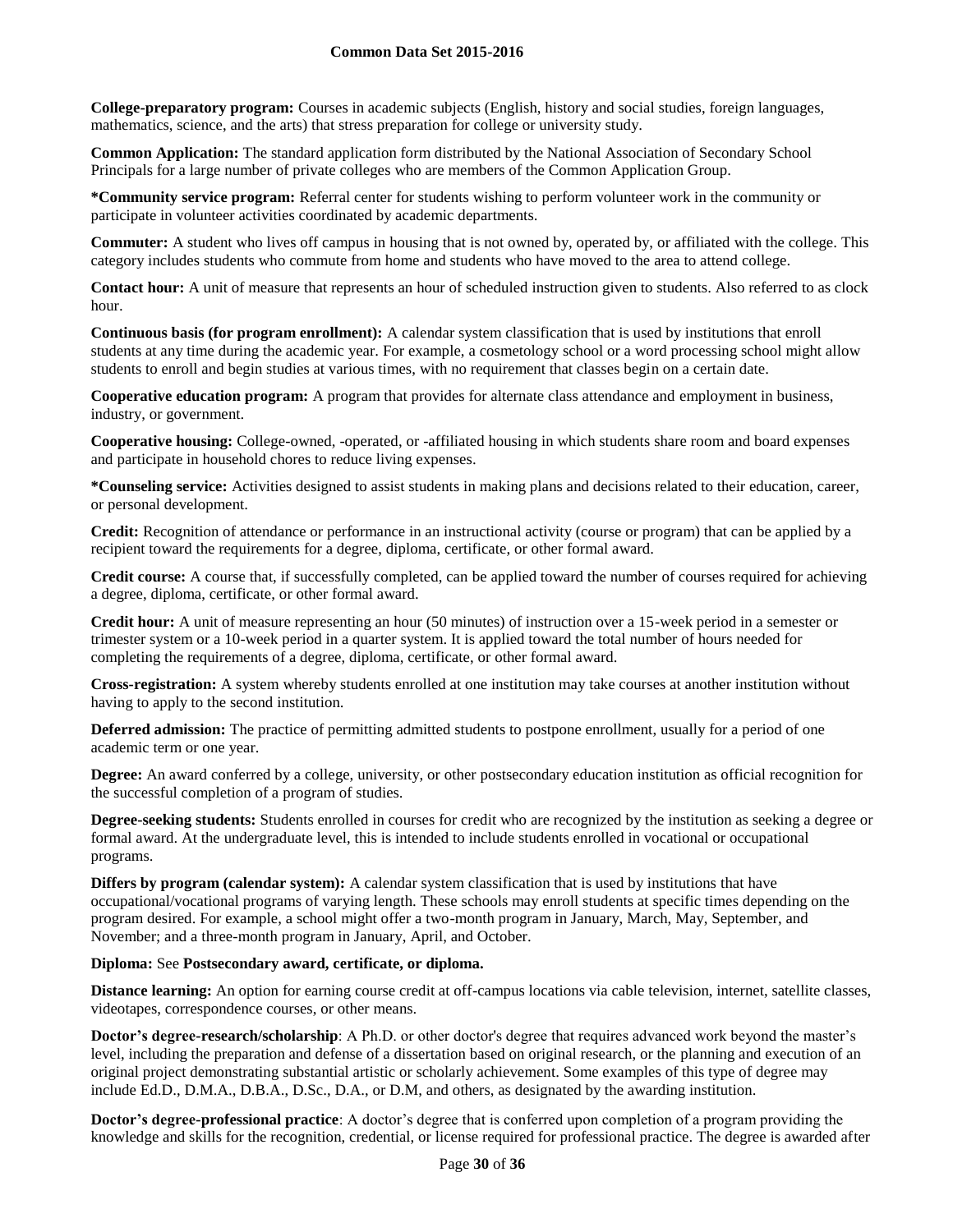**College-preparatory program:** Courses in academic subjects (English, history and social studies, foreign languages, mathematics, science, and the arts) that stress preparation for college or university study.

**Common Application:** The standard application form distributed by the National Association of Secondary School Principals for a large number of private colleges who are members of the Common Application Group.

***Community service program:** Referral center for students wishing to perform volunteer work in the community or participate in volunteer activities coordinated by academic departments.

**Commuter:** A student who lives off campus in housing that is not owned by, operated by, or affiliated with the college. This category includes students who commute from home and students who have moved to the area to attend college.

**Contact hour:** A unit of measure that represents an hour of scheduled instruction given to students. Also referred to as clock hour.

**Continuous basis (for program enrollment):** A calendar system classification that is used by institutions that enroll students at any time during the academic year. For example, a cosmetology school or a word processing school might allow students to enroll and begin studies at various times, with no requirement that classes begin on a certain date.

**Cooperative education program:** A program that provides for alternate class attendance and employment in business, industry, or government.

**Cooperative housing:** College-owned, -operated, or -affiliated housing in which students share room and board expenses and participate in household chores to reduce living expenses.

***Counseling service:** Activities designed to assist students in making plans and decisions related to their education, career, or personal development.

**Credit:** Recognition of attendance or performance in an instructional activity (course or program) that can be applied by a recipient toward the requirements for a degree, diploma, certificate, or other formal award.

**Credit course:** A course that, if successfully completed, can be applied toward the number of courses required for achieving a degree, diploma, certificate, or other formal award.

**Credit hour:** A unit of measure representing an hour (50 minutes) of instruction over a 15-week period in a semester or trimester system or a 10-week period in a quarter system. It is applied toward the total number of hours needed for completing the requirements of a degree, diploma, certificate, or other formal award.

**Cross-registration:** A system whereby students enrolled at one institution may take courses at another institution without having to apply to the second institution.

**Deferred admission:** The practice of permitting admitted students to postpone enrollment, usually for a period of one academic term or one year.

**Degree:** An award conferred by a college, university, or other postsecondary education institution as official recognition for the successful completion of a program of studies.

**Degree-seeking students:** Students enrolled in courses for credit who are recognized by the institution as seeking a degree or formal award. At the undergraduate level, this is intended to include students enrolled in vocational or occupational programs.

**Differs by program (calendar system):** A calendar system classification that is used by institutions that have occupational/vocational programs of varying length. These schools may enroll students at specific times depending on the program desired. For example, a school might offer a two-month program in January, March, May, September, and November; and a three-month program in January, April, and October.

**Diploma:** See **Postsecondary award, certificate, or diploma.**

**Distance learning:** An option for earning course credit at off-campus locations via cable television, internet, satellite classes, videotapes, correspondence courses, or other means.

**Doctor's degree-research/scholarship**: A Ph.D. or other doctor's degree that requires advanced work beyond the master's level, including the preparation and defense of a dissertation based on original research, or the planning and execution of an original project demonstrating substantial artistic or scholarly achievement. Some examples of this type of degree may include Ed.D., D.M.A., D.B.A., D.Sc., D.A., or D.M, and others, as designated by the awarding institution.

**Doctor's degree-professional practice**: A doctor's degree that is conferred upon completion of a program providing the knowledge and skills for the recognition, credential, or license required for professional practice. The degree is awarded after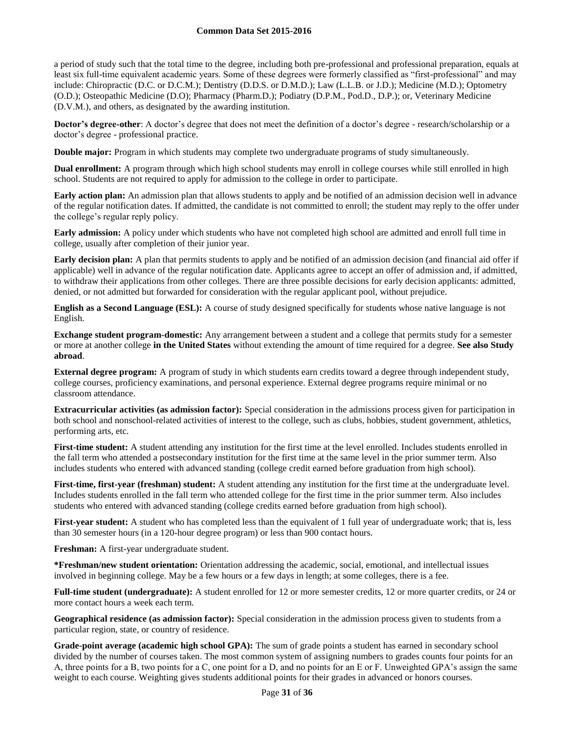a period of study such that the total time to the degree, including both pre-professional and professional preparation, equals at least six full-time equivalent academic years. Some of these degrees were formerly classified as "first-professional" and may include: Chiropractic (D.C. or D.C.M.); Dentistry (D.D.S. or D.M.D.); Law (L.L.B. or J.D.); Medicine (M.D.); Optometry (O.D.); Osteopathic Medicine (D.O); Pharmacy (Pharm.D.); Podiatry (D.P.M., Pod.D., D.P.); or, Veterinary Medicine (D.V.M.), and others, as designated by the awarding institution.

**Doctor's degree-other**: A doctor's degree that does not meet the definition of a doctor's degree - research/scholarship or a doctor's degree - professional practice.

**Double major:** Program in which students may complete two undergraduate programs of study simultaneously.

**Dual enrollment:** A program through which high school students may enroll in college courses while still enrolled in high school. Students are not required to apply for admission to the college in order to participate.

**Early action plan:** An admission plan that allows students to apply and be notified of an admission decision well in advance of the regular notification dates. If admitted, the candidate is not committed to enroll; the student may reply to the offer under the college's regular reply policy.

**Early admission:** A policy under which students who have not completed high school are admitted and enroll full time in college, usually after completion of their junior year.

**Early decision plan:** A plan that permits students to apply and be notified of an admission decision (and financial aid offer if applicable) well in advance of the regular notification date. Applicants agree to accept an offer of admission and, if admitted, to withdraw their applications from other colleges. There are three possible decisions for early decision applicants: admitted, denied, or not admitted but forwarded for consideration with the regular applicant pool, without prejudice.

**English as a Second Language (ESL):** A course of study designed specifically for students whose native language is not English.

**Exchange student program-domestic:** Any arrangement between a student and a college that permits study for a semester or more at another college **in the United States** without extending the amount of time required for a degree. **See also Study abroad**.

**External degree program:** A program of study in which students earn credits toward a degree through independent study, college courses, proficiency examinations, and personal experience. External degree programs require minimal or no classroom attendance.

**Extracurricular activities (as admission factor):** Special consideration in the admissions process given for participation in both school and nonschool-related activities of interest to the college, such as clubs, hobbies, student government, athletics, performing arts, etc.

**First-time student:** A student attending any institution for the first time at the level enrolled. Includes students enrolled in the fall term who attended a postsecondary institution for the first time at the same level in the prior summer term. Also includes students who entered with advanced standing (college credit earned before graduation from high school).

**First-time, first-year (freshman) student:** A student attending any institution for the first time at the undergraduate level. Includes students enrolled in the fall term who attended college for the first time in the prior summer term. Also includes students who entered with advanced standing (college credits earned before graduation from high school).

**First-year student:** A student who has completed less than the equivalent of 1 full year of undergraduate work; that is, less than 30 semester hours (in a 120-hour degree program) or less than 900 contact hours.

**Freshman:** A first-year undergraduate student.

**\*Freshman/new student orientation:** Orientation addressing the academic, social, emotional, and intellectual issues involved in beginning college. May be a few hours or a few days in length; at some colleges, there is a fee.

**Full-time student (undergraduate):** A student enrolled for 12 or more semester credits, 12 or more quarter credits, or 24 or more contact hours a week each term.

**Geographical residence (as admission factor):** Special consideration in the admission process given to students from a particular region, state, or country of residence.

**Grade-point average (academic high school GPA):** The sum of grade points a student has earned in secondary school divided by the number of courses taken. The most common system of assigning numbers to grades counts four points for an A, three points for a B, two points for a C, one point for a D, and no points for an E or F. Unweighted GPA's assign the same weight to each course. Weighting gives students additional points for their grades in advanced or honors courses.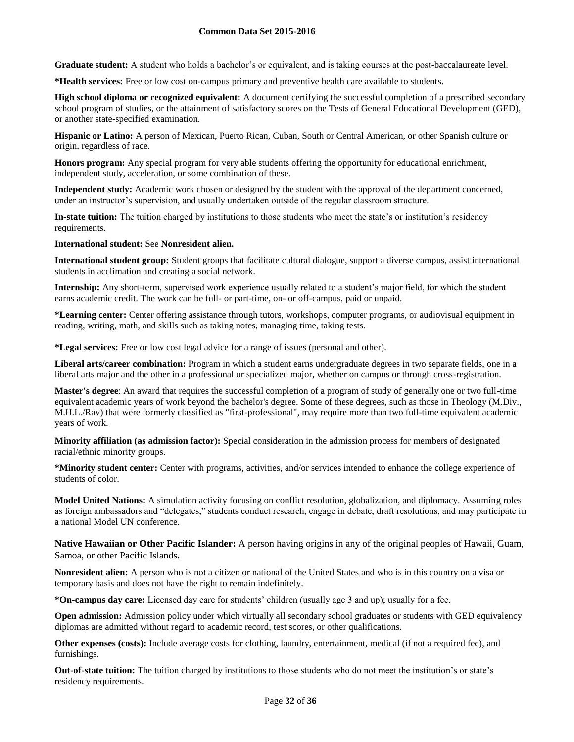**Graduate student:** A student who holds a bachelor's or equivalent, and is taking courses at the post-baccalaureate level.

***Health services:** Free or low cost on-campus primary and preventive health care available to students.

**High school diploma or recognized equivalent:** A document certifying the successful completion of a prescribed secondary school program of studies, or the attainment of satisfactory scores on the Tests of General Educational Development (GED), or another state-specified examination.

**Hispanic or Latino:** A person of Mexican, Puerto Rican, Cuban, South or Central American, or other Spanish culture or origin, regardless of race.

**Honors program:** Any special program for very able students offering the opportunity for educational enrichment, independent study, acceleration, or some combination of these.

**Independent study:** Academic work chosen or designed by the student with the approval of the department concerned, under an instructor's supervision, and usually undertaken outside of the regular classroom structure.

**In-state tuition:** The tuition charged by institutions to those students who meet the state's or institution's residency requirements.

**International student:** See **Nonresident alien.**

**International student group:** Student groups that facilitate cultural dialogue, support a diverse campus, assist international students in acclimation and creating a social network.

**Internship:** Any short-term, supervised work experience usually related to a student's major field, for which the student earns academic credit. The work can be full- or part-time, on- or off-campus, paid or unpaid.

***Learning center:** Center offering assistance through tutors, workshops, computer programs, or audiovisual equipment in reading, writing, math, and skills such as taking notes, managing time, taking tests.

***Legal services:** Free or low cost legal advice for a range of issues (personal and other).

**Liberal arts/career combination:** Program in which a student earns undergraduate degrees in two separate fields, one in a liberal arts major and the other in a professional or specialized major, whether on campus or through cross-registration.

**Master's degree**: An award that requires the successful completion of a program of study of generally one or two full-time equivalent academic years of work beyond the bachelor's degree. Some of these degrees, such as those in Theology (M.Div., M.H.L./Rav) that were formerly classified as "first-professional", may require more than two full-time equivalent academic years of work.

**Minority affiliation (as admission factor):** Special consideration in the admission process for members of designated racial/ethnic minority groups.

***Minority student center:** Center with programs, activities, and/or services intended to enhance the college experience of students of color.

**Model United Nations:** A simulation activity focusing on conflict resolution, globalization, and diplomacy. Assuming roles as foreign ambassadors and "delegates," students conduct research, engage in debate, draft resolutions, and may participate in a national Model UN conference.

**Native Hawaiian or Other Pacific Islander:** A person having origins in any of the original peoples of Hawaii, Guam, Samoa, or other Pacific Islands.

**Nonresident alien:** A person who is not a citizen or national of the United States and who is in this country on a visa or temporary basis and does not have the right to remain indefinitely.

***On-campus day care:** Licensed day care for students' children (usually age 3 and up); usually for a fee.

**Open admission:** Admission policy under which virtually all secondary school graduates or students with GED equivalency diplomas are admitted without regard to academic record, test scores, or other qualifications.

**Other expenses (costs):** Include average costs for clothing, laundry, entertainment, medical (if not a required fee), and furnishings.

**Out-of-state tuition:** The tuition charged by institutions to those students who do not meet the institution's or state's residency requirements.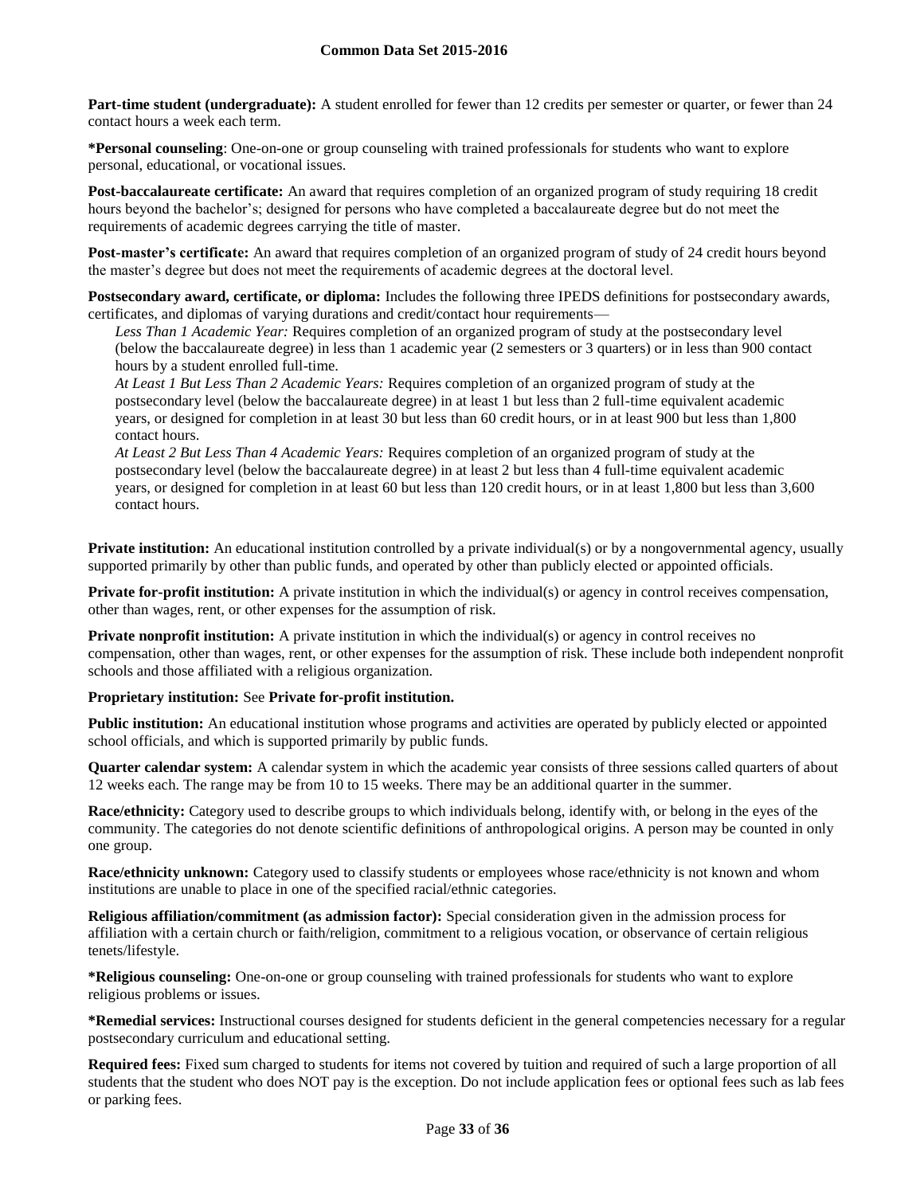**Part-time student (undergraduate):** A student enrolled for fewer than 12 credits per semester or quarter, or fewer than 24 contact hours a week each term.

***Personal counseling**: One-on-one or group counseling with trained professionals for students who want to explore personal, educational, or vocational issues.

**Post-baccalaureate certificate:** An award that requires completion of an organized program of study requiring 18 credit hours beyond the bachelor's; designed for persons who have completed a baccalaureate degree but do not meet the requirements of academic degrees carrying the title of master.

**Post-master's certificate:** An award that requires completion of an organized program of study of 24 credit hours beyond the master's degree but does not meet the requirements of academic degrees at the doctoral level.

**Postsecondary award, certificate, or diploma:** Includes the following three IPEDS definitions for postsecondary awards, certificates, and diplomas of varying durations and credit/contact hour requirements—

*Less Than 1 Academic Year:* Requires completion of an organized program of study at the postsecondary level (below the baccalaureate degree) in less than 1 academic year (2 semesters or 3 quarters) or in less than 900 contact hours by a student enrolled full-time.

*At Least 1 But Less Than 2 Academic Years:* Requires completion of an organized program of study at the postsecondary level (below the baccalaureate degree) in at least 1 but less than 2 full-time equivalent academic years, or designed for completion in at least 30 but less than 60 credit hours, or in at least 900 but less than 1,800 contact hours.

*At Least 2 But Less Than 4 Academic Years:* Requires completion of an organized program of study at the postsecondary level (below the baccalaureate degree) in at least 2 but less than 4 full-time equivalent academic years, or designed for completion in at least 60 but less than 120 credit hours, or in at least 1,800 but less than 3,600 contact hours.

**Private institution:** An educational institution controlled by a private individual(s) or by a nongovernmental agency, usually supported primarily by other than public funds, and operated by other than publicly elected or appointed officials.

**Private for-profit institution:** A private institution in which the individual(s) or agency in control receives compensation, other than wages, rent, or other expenses for the assumption of risk.

**Private nonprofit institution:** A private institution in which the individual(s) or agency in control receives no compensation, other than wages, rent, or other expenses for the assumption of risk. These include both independent nonprofit schools and those affiliated with a religious organization.

**Proprietary institution:** See **Private for-profit institution.**

**Public institution:** An educational institution whose programs and activities are operated by publicly elected or appointed school officials, and which is supported primarily by public funds.

**Quarter calendar system:** A calendar system in which the academic year consists of three sessions called quarters of about 12 weeks each. The range may be from 10 to 15 weeks. There may be an additional quarter in the summer.

**Race/ethnicity:** Category used to describe groups to which individuals belong, identify with, or belong in the eyes of the community. The categories do not denote scientific definitions of anthropological origins. A person may be counted in only one group.

**Race/ethnicity unknown:** Category used to classify students or employees whose race/ethnicity is not known and whom institutions are unable to place in one of the specified racial/ethnic categories.

**Religious affiliation/commitment (as admission factor):** Special consideration given in the admission process for affiliation with a certain church or faith/religion, commitment to a religious vocation, or observance of certain religious tenets/lifestyle.

***Religious counseling:** One-on-one or group counseling with trained professionals for students who want to explore religious problems or issues.

***Remedial services:** Instructional courses designed for students deficient in the general competencies necessary for a regular postsecondary curriculum and educational setting.

**Required fees:** Fixed sum charged to students for items not covered by tuition and required of such a large proportion of all students that the student who does NOT pay is the exception. Do not include application fees or optional fees such as lab fees or parking fees.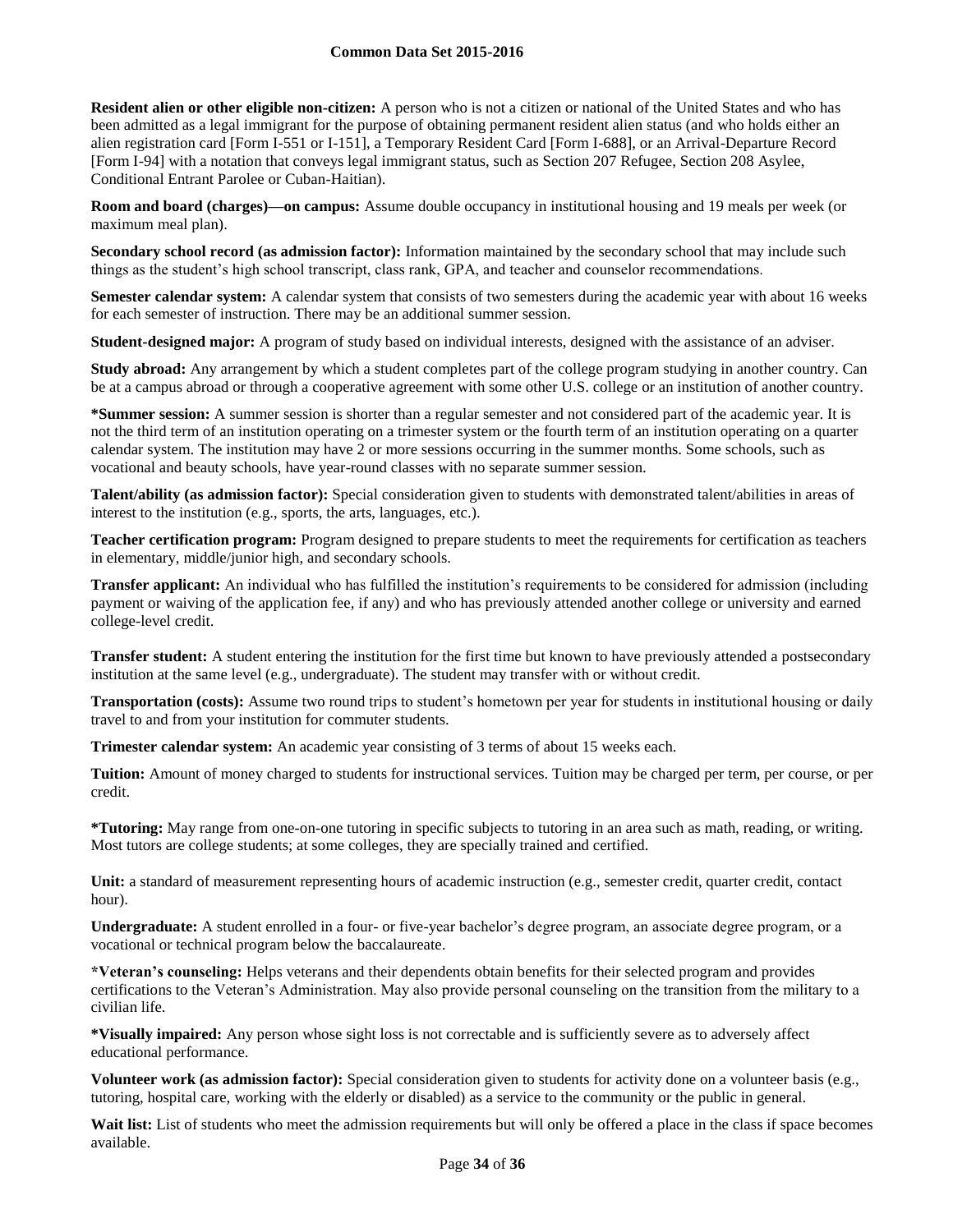**Resident alien or other eligible non-citizen:** A person who is not a citizen or national of the United States and who has been admitted as a legal immigrant for the purpose of obtaining permanent resident alien status (and who holds either an alien registration card [Form I-551 or I-151], a Temporary Resident Card [Form I-688], or an Arrival-Departure Record [Form I-94] with a notation that conveys legal immigrant status, such as Section 207 Refugee, Section 208 Asylee, Conditional Entrant Parolee or Cuban-Haitian).

**Room and board (charges)—on campus:** Assume double occupancy in institutional housing and 19 meals per week (or maximum meal plan).

**Secondary school record (as admission factor):** Information maintained by the secondary school that may include such things as the student's high school transcript, class rank, GPA, and teacher and counselor recommendations.

**Semester calendar system:** A calendar system that consists of two semesters during the academic year with about 16 weeks for each semester of instruction. There may be an additional summer session.

**Student-designed major:** A program of study based on individual interests, designed with the assistance of an adviser.

**Study abroad:** Any arrangement by which a student completes part of the college program studying in another country. Can be at a campus abroad or through a cooperative agreement with some other U.S. college or an institution of another country.

**\*Summer session:** A summer session is shorter than a regular semester and not considered part of the academic year. It is not the third term of an institution operating on a trimester system or the fourth term of an institution operating on a quarter calendar system. The institution may have 2 or more sessions occurring in the summer months. Some schools, such as vocational and beauty schools, have year-round classes with no separate summer session.

**Talent/ability (as admission factor):** Special consideration given to students with demonstrated talent/abilities in areas of interest to the institution (e.g., sports, the arts, languages, etc.).

**Teacher certification program:** Program designed to prepare students to meet the requirements for certification as teachers in elementary, middle/junior high, and secondary schools.

**Transfer applicant:** An individual who has fulfilled the institution's requirements to be considered for admission (including payment or waiving of the application fee, if any) and who has previously attended another college or university and earned college-level credit.

**Transfer student:** A student entering the institution for the first time but known to have previously attended a postsecondary institution at the same level (e.g., undergraduate). The student may transfer with or without credit.

**Transportation (costs):** Assume two round trips to student's hometown per year for students in institutional housing or daily travel to and from your institution for commuter students.

**Trimester calendar system:** An academic year consisting of 3 terms of about 15 weeks each.

**Tuition:** Amount of money charged to students for instructional services. Tuition may be charged per term, per course, or per credit.

**\*Tutoring:** May range from one-on-one tutoring in specific subjects to tutoring in an area such as math, reading, or writing. Most tutors are college students; at some colleges, they are specially trained and certified.

**Unit:** a standard of measurement representing hours of academic instruction (e.g., semester credit, quarter credit, contact hour).

**Undergraduate:** A student enrolled in a four- or five-year bachelor's degree program, an associate degree program, or a vocational or technical program below the baccalaureate.

**\*Veteran's counseling:** Helps veterans and their dependents obtain benefits for their selected program and provides certifications to the Veteran's Administration. May also provide personal counseling on the transition from the military to a civilian life.

**\*Visually impaired:** Any person whose sight loss is not correctable and is sufficiently severe as to adversely affect educational performance.

**Volunteer work (as admission factor):** Special consideration given to students for activity done on a volunteer basis (e.g., tutoring, hospital care, working with the elderly or disabled) as a service to the community or the public in general.

**Wait list:** List of students who meet the admission requirements but will only be offered a place in the class if space becomes available.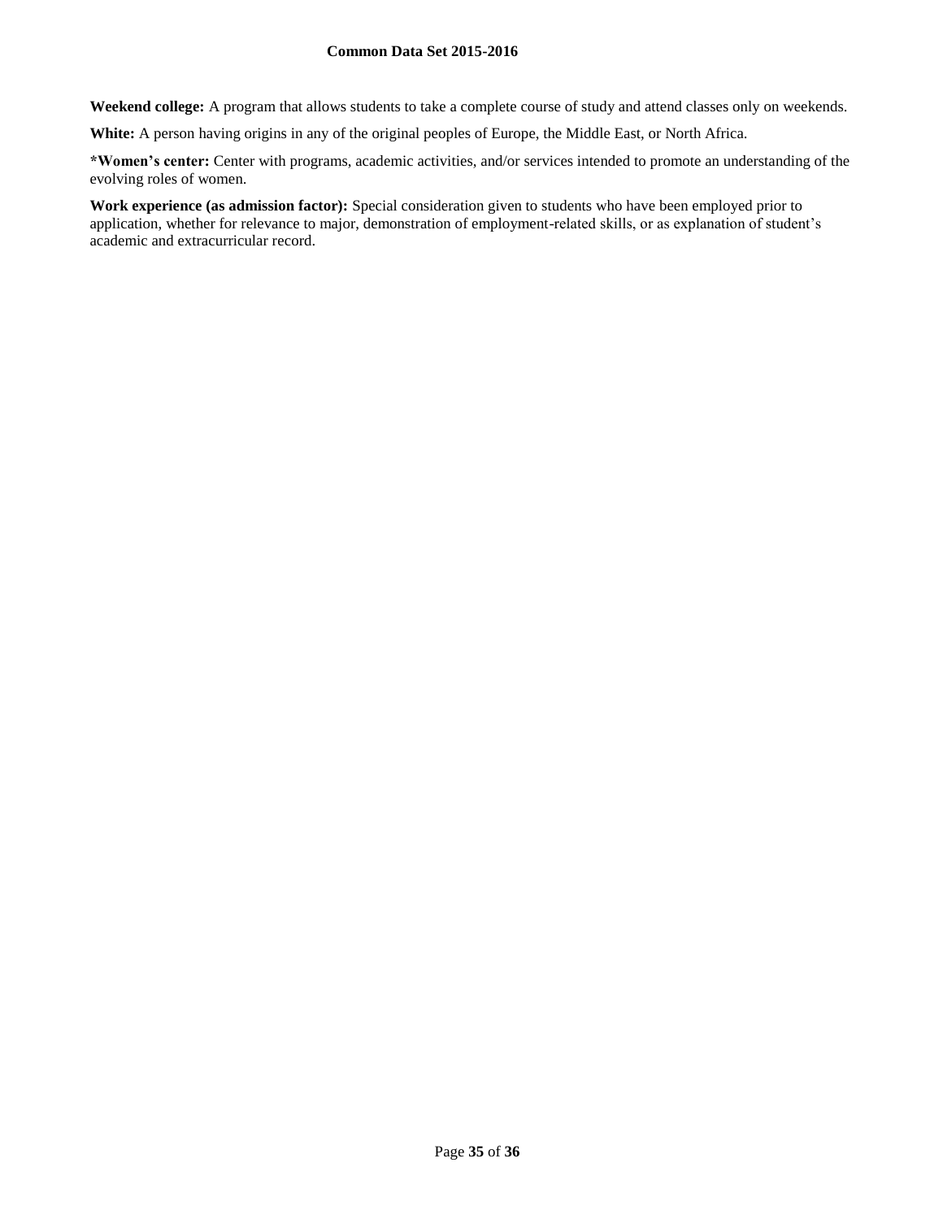**Weekend college:** A program that allows students to take a complete course of study and attend classes only on weekends.

**White:** A person having origins in any of the original peoples of Europe, the Middle East, or North Africa.

***Women's center:** Center with programs, academic activities, and/or services intended to promote an understanding of the evolving roles of women.

**Work experience (as admission factor):** Special consideration given to students who have been employed prior to application, whether for relevance to major, demonstration of employment-related skills, or as explanation of student's academic and extracurricular record.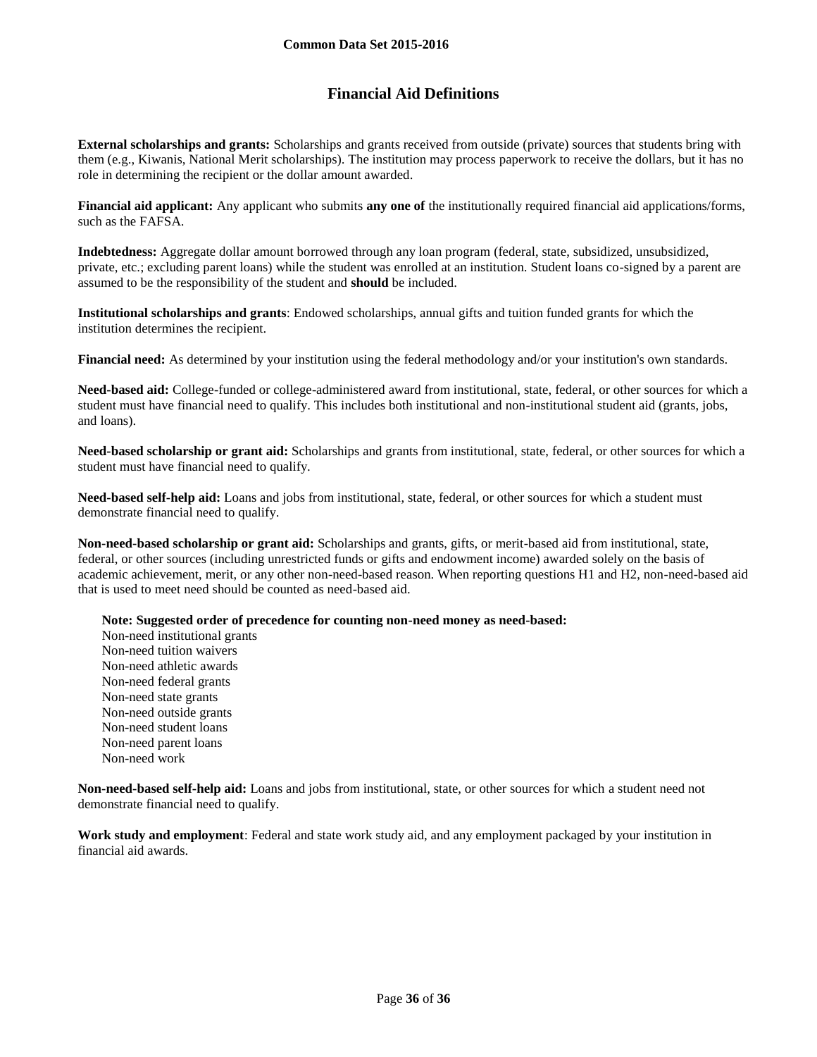## Financial Aid Definitions

**External scholarships and grants:** Scholarships and grants received from outside (private) sources that students bring with them (e.g., Kiwanis, National Merit scholarships). The institution may process paperwork to receive the dollars, but it has no role in determining the recipient or the dollar amount awarded.

**Financial aid applicant:** Any applicant who submits **any one of** the institutionally required financial aid applications/forms, such as the FAFSA.

**Indebtedness:** Aggregate dollar amount borrowed through any loan program (federal, state, subsidized, unsubsidized, private, etc.; excluding parent loans) while the student was enrolled at an institution. Student loans co-signed by a parent are assumed to be the responsibility of the student and **should** be included.

**Institutional scholarships and grants**: Endowed scholarships, annual gifts and tuition funded grants for which the institution determines the recipient.

**Financial need:** As determined by your institution using the federal methodology and/or your institution's own standards.

**Need-based aid:** College-funded or college-administered award from institutional, state, federal, or other sources for which a student must have financial need to qualify. This includes both institutional and non-institutional student aid (grants, jobs, and loans).

**Need-based scholarship or grant aid:** Scholarships and grants from institutional, state, federal, or other sources for which a student must have financial need to qualify.

**Need-based self-help aid:** Loans and jobs from institutional, state, federal, or other sources for which a student must demonstrate financial need to qualify.

**Non-need-based scholarship or grant aid:** Scholarships and grants, gifts, or merit-based aid from institutional, state, federal, or other sources (including unrestricted funds or gifts and endowment income) awarded solely on the basis of academic achievement, merit, or any other non-need-based reason. When reporting questions H1 and H2, non-need-based aid that is used to meet need should be counted as need-based aid.

**Note: Suggested order of precedence for counting non-need money as need-based:**
Non-need institutional grants
Non-need tuition waivers
Non-need athletic awards
Non-need federal grants
Non-need state grants
Non-need outside grants
Non-need student loans
Non-need parent loans
Non-need work

**Non-need-based self-help aid:** Loans and jobs from institutional, state, or other sources for which a student need not demonstrate financial need to qualify.

**Work study and employment**: Federal and state work study aid, and any employment packaged by your institution in financial aid awards.